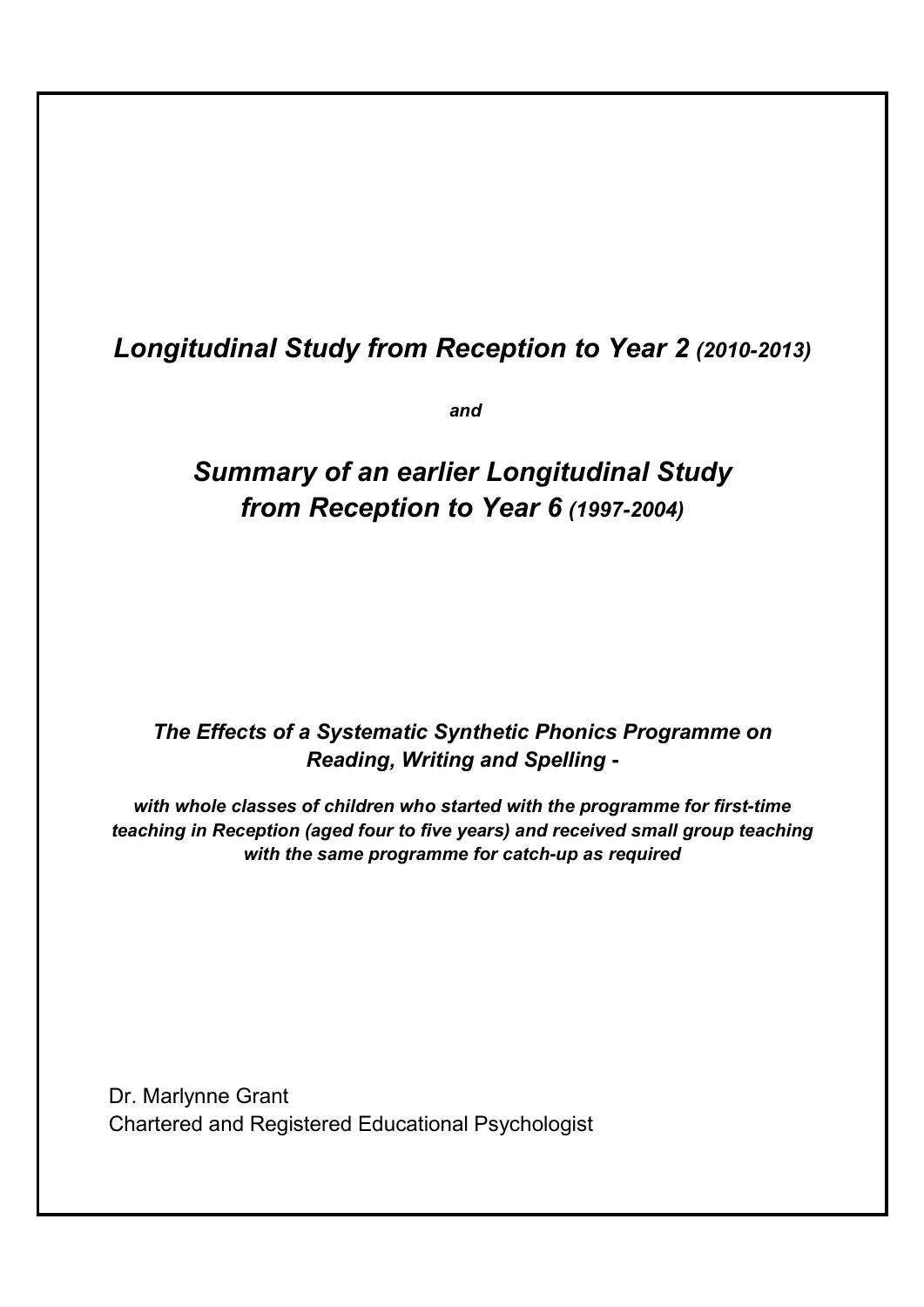# *Longitudinal Study from Reception to Year 2 (2010-2013)*

***and***

# *Summary of an earlier Longitudinal Study from Reception to Year 6 (1997-2004)*

### *The Effects of a Systematic Synthetic Phonics Programme on Reading, Writing and Spelling -*

***with whole classes of children who started with the programme for first-time teaching in Reception (aged four to five years) and received small group teaching with the same programme for catch-up as required***

Dr. Marlynne Grant
Chartered and Registered Educational Psychologist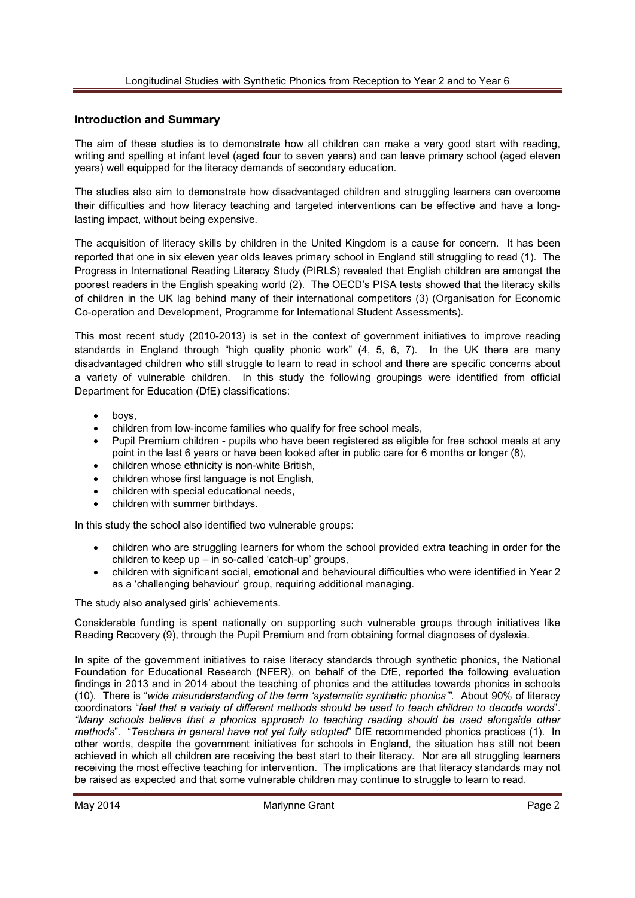## Introduction and Summary

The aim of these studies is to demonstrate how all children can make a very good start with reading, writing and spelling at infant level (aged four to seven years) and can leave primary school (aged eleven years) well equipped for the literacy demands of secondary education.

The studies also aim to demonstrate how disadvantaged children and struggling learners can overcome their difficulties and how literacy teaching and targeted interventions can be effective and have a long-lasting impact, without being expensive.

The acquisition of literacy skills by children in the United Kingdom is a cause for concern. It has been reported that one in six eleven year olds leaves primary school in England still struggling to read (1). The Progress in International Reading Literacy Study (PIRLS) revealed that English children are amongst the poorest readers in the English speaking world (2). The OECD's PISA tests showed that the literacy skills of children in the UK lag behind many of their international competitors (3) (Organisation for Economic Co-operation and Development, Programme for International Student Assessments).

This most recent study (2010-2013) is set in the context of government initiatives to improve reading standards in England through "high quality phonic work" (4, 5, 6, 7). In the UK there are many disadvantaged children who still struggle to learn to read in school and there are specific concerns about a variety of vulnerable children. In this study the following groupings were identified from official Department for Education (DfE) classifications:

- boys,
- children from low-income families who qualify for free school meals,
- Pupil Premium children - pupils who have been registered as eligible for free school meals at any point in the last 6 years or have been looked after in public care for 6 months or longer (8),
- children whose ethnicity is non-white British,
- children whose first language is not English,
- children with special educational needs,
- children with summer birthdays.

In this study the school also identified two vulnerable groups:

- children who are struggling learners for whom the school provided extra teaching in order for the children to keep up – in so-called 'catch-up' groups,
- children with significant social, emotional and behavioural difficulties who were identified in Year 2 as a 'challenging behaviour' group, requiring additional managing.

The study also analysed girls' achievements.

Considerable funding is spent nationally on supporting such vulnerable groups through initiatives like Reading Recovery (9), through the Pupil Premium and from obtaining formal diagnoses of dyslexia.

In spite of the government initiatives to raise literacy standards through synthetic phonics, the National Foundation for Educational Research (NFER), on behalf of the DfE, reported the following evaluation findings in 2013 and in 2014 about the teaching of phonics and the attitudes towards phonics in schools (10). There is "*wide misunderstanding of the term 'systematic synthetic phonics'".* About 90% of literacy coordinators "*feel that a variety of different methods should be used to teach children to decode words*". *"Many schools believe that a phonics approach to teaching reading should be used alongside other methods*". "*Teachers in general have not yet fully adopted*" DfE recommended phonics practices (1). In other words, despite the government initiatives for schools in England, the situation has still not been achieved in which all children are receiving the best start to their literacy. Nor are all struggling learners receiving the most effective teaching for intervention. The implications are that literacy standards may not be raised as expected and that some vulnerable children may continue to struggle to learn to read.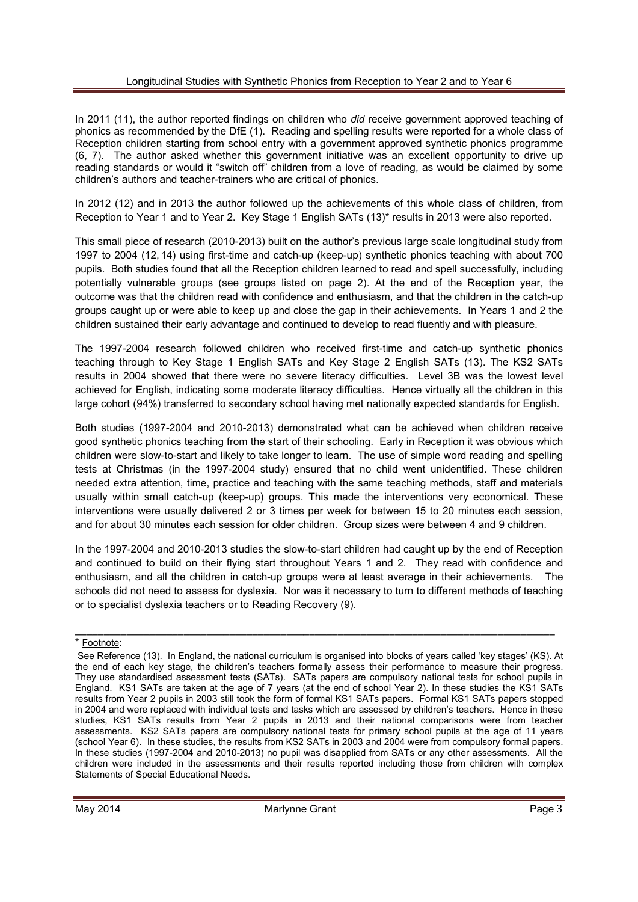In 2011 (11), the author reported findings on children who *did* receive government approved teaching of phonics as recommended by the DfE (1). Reading and spelling results were reported for a whole class of Reception children starting from school entry with a government approved synthetic phonics programme (6, 7). The author asked whether this government initiative was an excellent opportunity to drive up reading standards or would it "switch off" children from a love of reading, as would be claimed by some children's authors and teacher-trainers who are critical of phonics.

In 2012 (12) and in 2013 the author followed up the achievements of this whole class of children, from Reception to Year 1 and to Year 2. Key Stage 1 English SATs (13)* results in 2013 were also reported.

This small piece of research (2010-2013) built on the author's previous large scale longitudinal study from 1997 to 2004 (12, 14) using first-time and catch-up (keep-up) synthetic phonics teaching with about 700 pupils. Both studies found that all the Reception children learned to read and spell successfully, including potentially vulnerable groups (see groups listed on page 2). At the end of the Reception year, the outcome was that the children read with confidence and enthusiasm, and that the children in the catch-up groups caught up or were able to keep up and close the gap in their achievements. In Years 1 and 2 the children sustained their early advantage and continued to develop to read fluently and with pleasure.

The 1997-2004 research followed children who received first-time and catch-up synthetic phonics teaching through to Key Stage 1 English SATs and Key Stage 2 English SATs (13). The KS2 SATs results in 2004 showed that there were no severe literacy difficulties. Level 3B was the lowest level achieved for English, indicating some moderate literacy difficulties. Hence virtually all the children in this large cohort (94%) transferred to secondary school having met nationally expected standards for English.

Both studies (1997-2004 and 2010-2013) demonstrated what can be achieved when children receive good synthetic phonics teaching from the start of their schooling. Early in Reception it was obvious which children were slow-to-start and likely to take longer to learn. The use of simple word reading and spelling tests at Christmas (in the 1997-2004 study) ensured that no child went unidentified. These children needed extra attention, time, practice and teaching with the same teaching methods, staff and materials usually within small catch-up (keep-up) groups. This made the interventions very economical. These interventions were usually delivered 2 or 3 times per week for between 15 to 20 minutes each session, and for about 30 minutes each session for older children. Group sizes were between 4 and 9 children.

In the 1997-2004 and 2010-2013 studies the slow-to-start children had caught up by the end of Reception and continued to build on their flying start throughout Years 1 and 2. They read with confidence and enthusiasm, and all the children in catch-up groups were at least average in their achievements. The schools did not need to assess for dyslexia. Nor was it necessary to turn to different methods of teaching or to specialist dyslexia teachers or to Reading Recovery (9).

---

\* Footnote:

See Reference (13). In England, the national curriculum is organised into blocks of years called 'key stages' (KS). At the end of each key stage, the children's teachers formally assess their performance to measure their progress. They use standardised assessment tests (SATs). SATs papers are compulsory national tests for school pupils in England. KS1 SATs are taken at the age of 7 years (at the end of school Year 2). In these studies the KS1 SATs results from Year 2 pupils in 2003 still took the form of formal KS1 SATs papers. Formal KS1 SATs papers stopped in 2004 and were replaced with individual tests and tasks which are assessed by children's teachers. Hence in these studies, KS1 SATs results from Year 2 pupils in 2013 and their national comparisons were from teacher assessments. KS2 SATs papers are compulsory national tests for primary school pupils at the age of 11 years (school Year 6). In these studies, the results from KS2 SATs in 2003 and 2004 were from compulsory formal papers. In these studies (1997-2004 and 2010-2013) no pupil was disapplied from SATs or any other assessments. All the children were included in the assessments and their results reported including those from children with complex Statements of Special Educational Needs.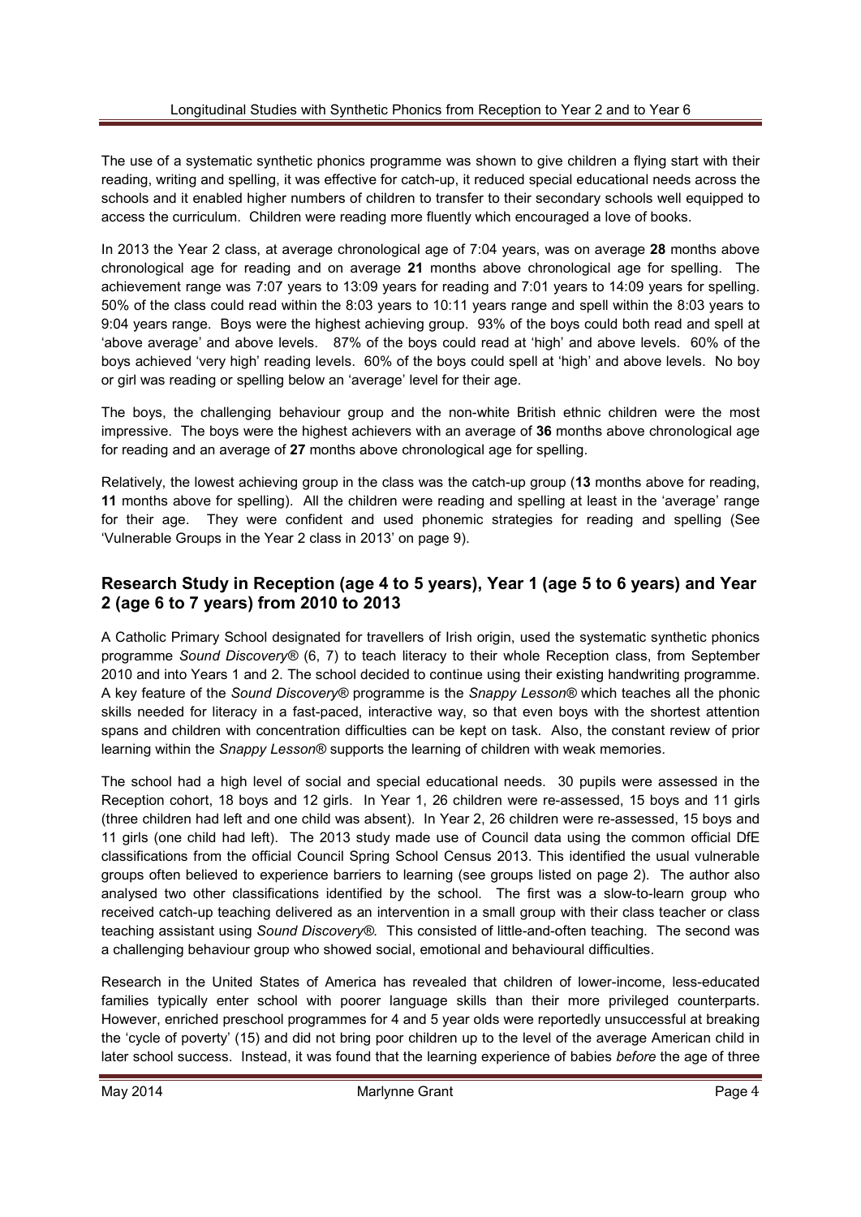The use of a systematic synthetic phonics programme was shown to give children a flying start with their reading, writing and spelling, it was effective for catch-up, it reduced special educational needs across the schools and it enabled higher numbers of children to transfer to their secondary schools well equipped to access the curriculum. Children were reading more fluently which encouraged a love of books.

In 2013 the Year 2 class, at average chronological age of 7:04 years, was on average **28** months above chronological age for reading and on average **21** months above chronological age for spelling. The achievement range was 7:07 years to 13:09 years for reading and 7:01 years to 14:09 years for spelling. 50% of the class could read within the 8:03 years to 10:11 years range and spell within the 8:03 years to 9:04 years range. Boys were the highest achieving group. 93% of the boys could both read and spell at 'above average' and above levels. 87% of the boys could read at 'high' and above levels. 60% of the boys achieved 'very high' reading levels. 60% of the boys could spell at 'high' and above levels. No boy or girl was reading or spelling below an 'average' level for their age.

The boys, the challenging behaviour group and the non-white British ethnic children were the most impressive. The boys were the highest achievers with an average of **36** months above chronological age for reading and an average of **27** months above chronological age for spelling.

Relatively, the lowest achieving group in the class was the catch-up group (**13** months above for reading, **11** months above for spelling). All the children were reading and spelling at least in the 'average' range for their age. They were confident and used phonemic strategies for reading and spelling (See 'Vulnerable Groups in the Year 2 class in 2013' on page 9).

## Research Study in Reception (age 4 to 5 years), Year 1 (age 5 to 6 years) and Year 2 (age 6 to 7 years) from 2010 to 2013

A Catholic Primary School designated for travellers of Irish origin, used the systematic synthetic phonics programme *Sound Discovery*® (6, 7) to teach literacy to their whole Reception class, from September 2010 and into Years 1 and 2. The school decided to continue using their existing handwriting programme. A key feature of the *Sound Discovery*® programme is the *Snappy Lesson*® which teaches all the phonic skills needed for literacy in a fast-paced, interactive way, so that even boys with the shortest attention spans and children with concentration difficulties can be kept on task. Also, the constant review of prior learning within the *Snappy Lesson*® supports the learning of children with weak memories.

The school had a high level of social and special educational needs. 30 pupils were assessed in the Reception cohort, 18 boys and 12 girls. In Year 1, 26 children were re-assessed, 15 boys and 11 girls (three children had left and one child was absent). In Year 2, 26 children were re-assessed, 15 boys and 11 girls (one child had left). The 2013 study made use of Council data using the common official DfE classifications from the official Council Spring School Census 2013. This identified the usual vulnerable groups often believed to experience barriers to learning (see groups listed on page 2). The author also analysed two other classifications identified by the school. The first was a slow-to-learn group who received catch-up teaching delivered as an intervention in a small group with their class teacher or class teaching assistant using *Sound Discovery®.* This consisted of little-and-often teaching. The second was a challenging behaviour group who showed social, emotional and behavioural difficulties.

Research in the United States of America has revealed that children of lower-income, less-educated families typically enter school with poorer language skills than their more privileged counterparts. However, enriched preschool programmes for 4 and 5 year olds were reportedly unsuccessful at breaking the 'cycle of poverty' (15) and did not bring poor children up to the level of the average American child in later school success. Instead, it was found that the learning experience of babies *before* the age of three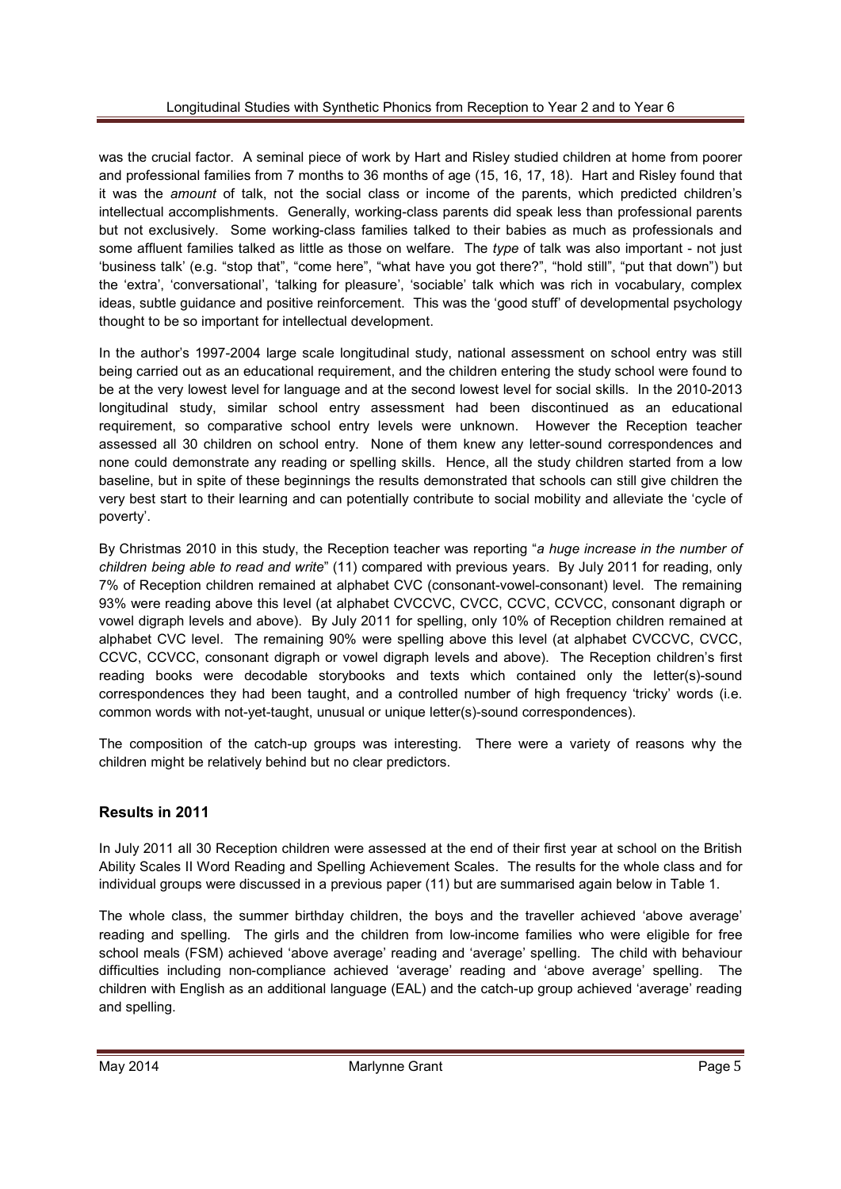was the crucial factor. A seminal piece of work by Hart and Risley studied children at home from poorer and professional families from 7 months to 36 months of age (15, 16, 17, 18). Hart and Risley found that it was the *amount* of talk, not the social class or income of the parents, which predicted children's intellectual accomplishments. Generally, working-class parents did speak less than professional parents but not exclusively. Some working-class families talked to their babies as much as professionals and some affluent families talked as little as those on welfare. The *type* of talk was also important - not just 'business talk' (e.g. "stop that", "come here", "what have you got there?", "hold still", "put that down") but the 'extra', 'conversational', 'talking for pleasure', 'sociable' talk which was rich in vocabulary, complex ideas, subtle guidance and positive reinforcement. This was the 'good stuff' of developmental psychology thought to be so important for intellectual development.

In the author's 1997-2004 large scale longitudinal study, national assessment on school entry was still being carried out as an educational requirement, and the children entering the study school were found to be at the very lowest level for language and at the second lowest level for social skills. In the 2010-2013 longitudinal study, similar school entry assessment had been discontinued as an educational requirement, so comparative school entry levels were unknown. However the Reception teacher assessed all 30 children on school entry. None of them knew any letter-sound correspondences and none could demonstrate any reading or spelling skills. Hence, all the study children started from a low baseline, but in spite of these beginnings the results demonstrated that schools can still give children the very best start to their learning and can potentially contribute to social mobility and alleviate the 'cycle of poverty'.

By Christmas 2010 in this study, the Reception teacher was reporting "*a huge increase in the number of children being able to read and write*" (11) compared with previous years. By July 2011 for reading, only 7% of Reception children remained at alphabet CVC (consonant-vowel-consonant) level. The remaining 93% were reading above this level (at alphabet CVCCVC, CVCC, CCVC, CCVCC, consonant digraph or vowel digraph levels and above). By July 2011 for spelling, only 10% of Reception children remained at alphabet CVC level. The remaining 90% were spelling above this level (at alphabet CVCCVC, CVCC, CCVC, CCVCC, consonant digraph or vowel digraph levels and above). The Reception children's first reading books were decodable storybooks and texts which contained only the letter(s)-sound correspondences they had been taught, and a controlled number of high frequency 'tricky' words (i.e. common words with not-yet-taught, unusual or unique letter(s)-sound correspondences).

The composition of the catch-up groups was interesting. There were a variety of reasons why the children might be relatively behind but no clear predictors.

## Results in 2011

In July 2011 all 30 Reception children were assessed at the end of their first year at school on the British Ability Scales II Word Reading and Spelling Achievement Scales. The results for the whole class and for individual groups were discussed in a previous paper (11) but are summarised again below in Table 1.

The whole class, the summer birthday children, the boys and the traveller achieved 'above average' reading and spelling. The girls and the children from low-income families who were eligible for free school meals (FSM) achieved 'above average' reading and 'average' spelling. The child with behaviour difficulties including non-compliance achieved 'average' reading and 'above average' spelling. The children with English as an additional language (EAL) and the catch-up group achieved 'average' reading and spelling.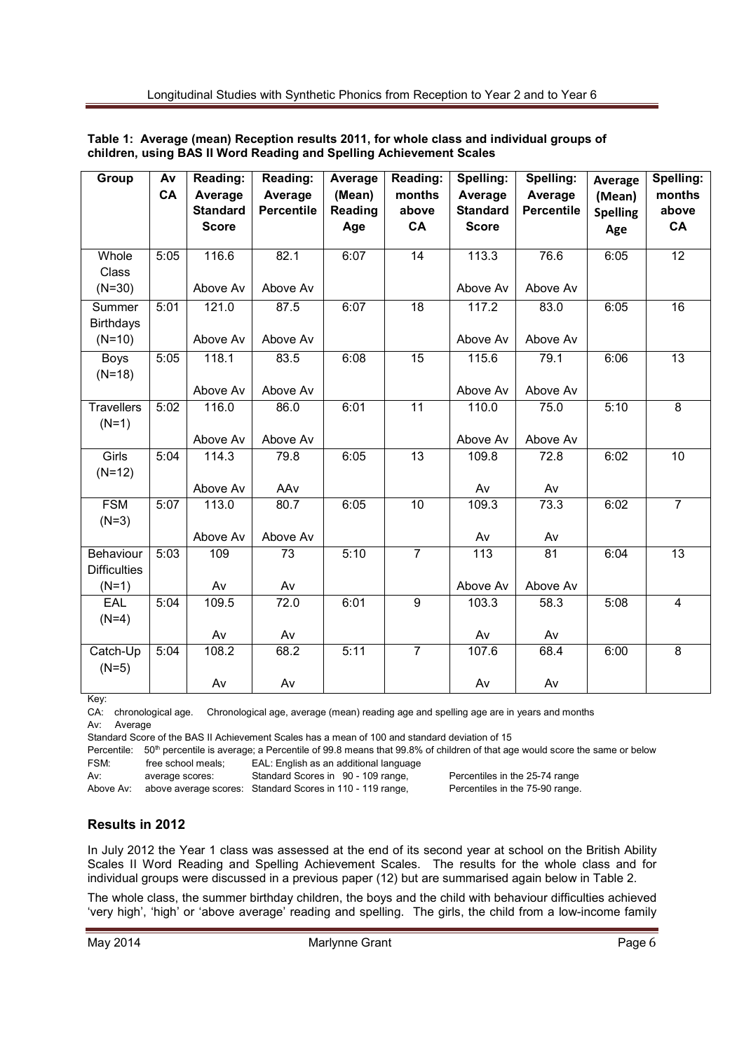**Table 1: Average (mean) Reception results 2011, for whole class and individual groups of children, using BAS II Word Reading and Spelling Achievement Scales**

| Group | Av CA | Reading: Average Standard Score | Reading: Average Percentile | Average (Mean) Reading Age | Reading: months above CA | Spelling: Average Standard Score | Spelling: Average Percentile | Average (Mean) Spelling Age | Spelling: months above CA |
|---|---|---|---|---|---|---|---|---|---|
| Whole Class (N=30) | 5:05 | 116.6 Above Av | 82.1 Above Av | 6:07 | 14 | 113.3 Above Av | 76.6 Above Av | 6:05 | 12 |
| Summer Birthdays (N=10) | 5:01 | 121.0 Above Av | 87.5 Above Av | 6:07 | 18 | 117.2 Above Av | 83.0 Above Av | 6:05 | 16 |
| Boys (N=18) | 5:05 | 118.1 Above Av | 83.5 Above Av | 6:08 | 15 | 115.6 Above Av | 79.1 Above Av | 6:06 | 13 |
| Travellers (N=1) | 5:02 | 116.0 Above Av | 86.0 Above Av | 6:01 | 11 | 110.0 Above Av | 75.0 Above Av | 5:10 | 8 |
| Girls (N=12) | 5:04 | 114.3 Above Av | 79.8 AAv | 6:05 | 13 | 109.8 Av | 72.8 Av | 6:02 | 10 |
| FSM (N=3) | 5:07 | 113.0 Above Av | 80.7 Above Av | 6:05 | 10 | 109.3 Av | 73.3 Av | 6:02 | 7 |
| Behaviour Difficulties (N=1) | 5:03 | 109 Av | 73 Av | 5:10 | 7 | 113 Above Av | 81 Above Av | 6:04 | 13 |
| EAL (N=4) | 5:04 | 109.5 Av | 72.0 Av | 6:01 | 9 | 103.3 Av | 58.3 Av | 5:08 | 4 |
| Catch-Up (N=5) | 5:04 | 108.2 Av | 68.2 Av | 5:11 | 7 | 107.6 Av | 68.4 Av | 6:00 | 8 |

Key:

CA: chronological age. Chronological age, average (mean) reading age and spelling age are in years and months

Av: Average

Standard Score of the BAS II Achievement Scales has a mean of 100 and standard deviation of 15

Percentile: 50th percentile is average; a Percentile of 99.8 means that 99.8% of children of that age would score the same or below

FSM: free school meals; EAL: English as an additional language

Av: average scores: Standard Scores in 90 - 109 range, Percentiles in the 25-74 range

Above Av: above average scores: Standard Scores in 110 - 119 range, Percentiles in the 75-90 range.

## Results in 2012

In July 2012 the Year 1 class was assessed at the end of its second year at school on the British Ability Scales II Word Reading and Spelling Achievement Scales. The results for the whole class and for individual groups were discussed in a previous paper (12) but are summarised again below in Table 2.

The whole class, the summer birthday children, the boys and the child with behaviour difficulties achieved 'very high', 'high' or 'above average' reading and spelling. The girls, the child from a low-income family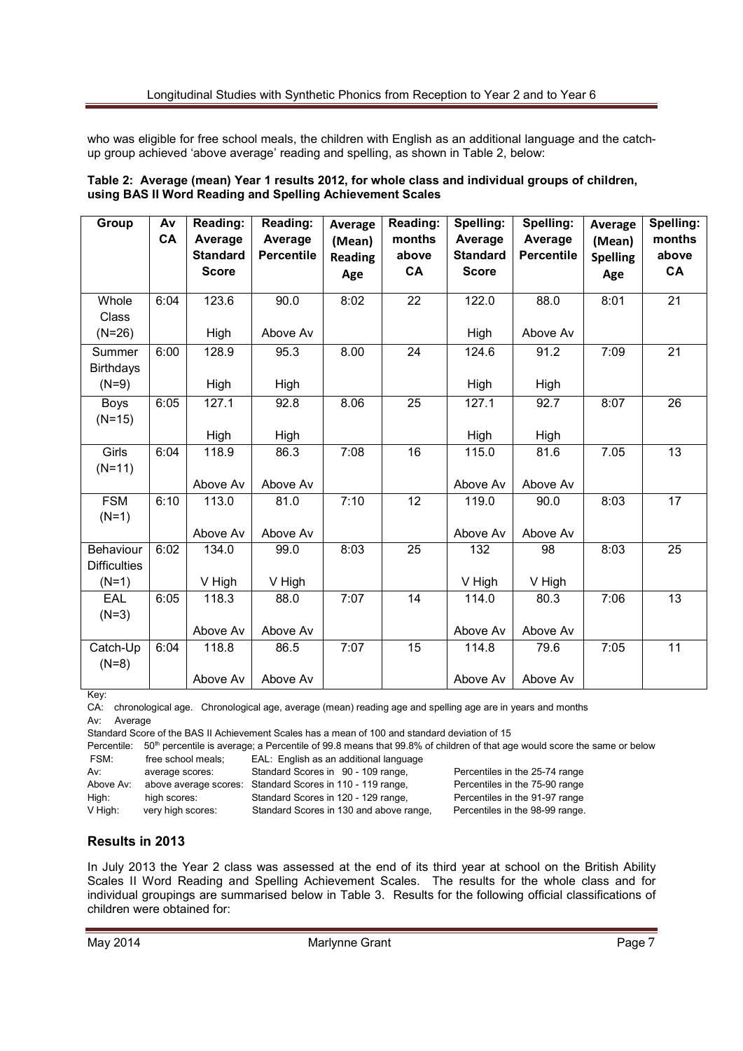who was eligible for free school meals, the children with English as an additional language and the catch-up group achieved 'above average' reading and spelling, as shown in Table 2, below:

**Table 2: Average (mean) Year 1 results 2012, for whole class and individual groups of children, using BAS II Word Reading and Spelling Achievement Scales**

| Group | Av CA | Reading: Average Standard Score | Reading: Average Percentile | Average (Mean) Reading Age | Reading: months above CA | Spelling: Average Standard Score | Spelling: Average Percentile | Average (Mean) Spelling Age | Spelling: months above CA |
|---|---|---|---|---|---|---|---|---|---|
| Whole Class (N=26) | 6:04 | 123.6 High | 90.0 Above Av | 8:02 | 22 | 122.0 High | 88.0 Above Av | 8:01 | 21 |
| Summer Birthdays (N=9) | 6:00 | 128.9 High | 95.3 High | 8.00 | 24 | 124.6 High | 91.2 High | 7:09 | 21 |
| Boys (N=15) | 6:05 | 127.1 High | 92.8 High | 8.06 | 25 | 127.1 High | 92.7 High | 8:07 | 26 |
| Girls (N=11) | 6:04 | 118.9 Above Av | 86.3 Above Av | 7:08 | 16 | 115.0 Above Av | 81.6 Above Av | 7.05 | 13 |
| FSM (N=1) | 6:10 | 113.0 Above Av | 81.0 Above Av | 7:10 | 12 | 119.0 Above Av | 90.0 Above Av | 8:03 | 17 |
| Behaviour Difficulties (N=1) | 6:02 | 134.0 V High | 99.0 V High | 8:03 | 25 | 132 V High | 98 V High | 8:03 | 25 |
| EAL (N=3) | 6:05 | 118.3 Above Av | 88.0 Above Av | 7:07 | 14 | 114.0 Above Av | 80.3 Above Av | 7:06 | 13 |
| Catch-Up (N=8) | 6:04 | 118.8 Above Av | 86.5 Above Av | 7:07 | 15 | 114.8 Above Av | 79.6 Above Av | 7:05 | 11 |

Key:

CA: chronological age. Chronological age, average (mean) reading age and spelling age are in years and months

Av: Average

Standard Score of the BAS II Achievement Scales has a mean of 100 and standard deviation of 15

Percentile: 50th percentile is average; a Percentile of 99.8 means that 99.8% of children of that age would score the same or below

FSM: free school meals; EAL: English as an additional language

Av: average scores: Standard Scores in 90 - 109 range, Percentiles in the 25-74 range

Above Av: above average scores: Standard Scores in 110 - 119 range, Percentiles in the 75-90 range

High: high scores: Standard Scores in 120 - 129 range, Percentiles in the 91-97 range

V High: very high scores: Standard Scores in 130 and above range, Percentiles in the 98-99 range.

## Results in 2013

In July 2013 the Year 2 class was assessed at the end of its third year at school on the British Ability Scales II Word Reading and Spelling Achievement Scales. The results for the whole class and for individual groupings are summarised below in Table 3. Results for the following official classifications of children were obtained for: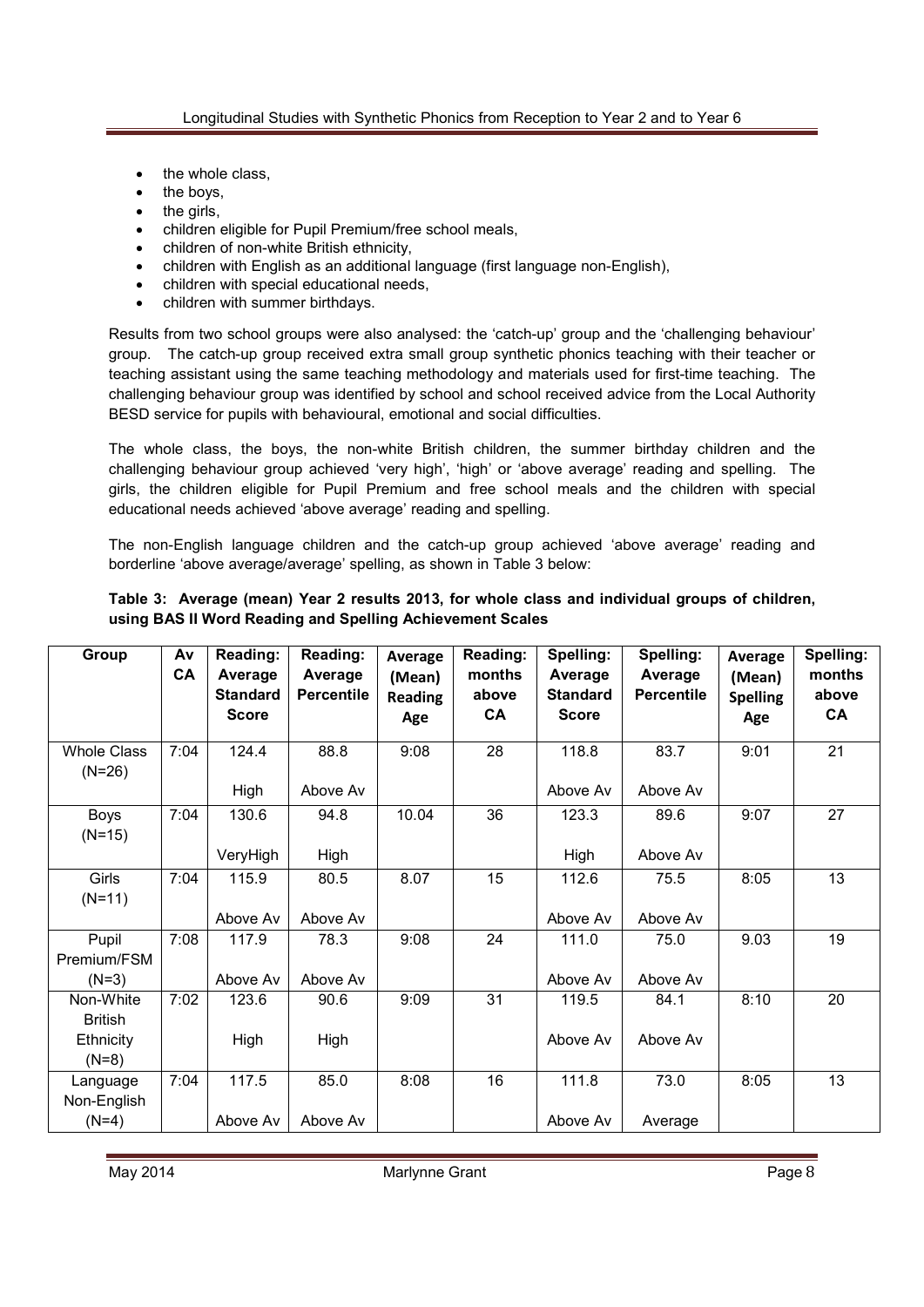- the whole class,
- the boys,
- the girls,
- children eligible for Pupil Premium/free school meals,
- children of non-white British ethnicity,
- children with English as an additional language (first language non-English),
- children with special educational needs,
- children with summer birthdays.

Results from two school groups were also analysed: the 'catch-up' group and the 'challenging behaviour' group. The catch-up group received extra small group synthetic phonics teaching with their teacher or teaching assistant using the same teaching methodology and materials used for first-time teaching. The challenging behaviour group was identified by school and school received advice from the Local Authority BESD service for pupils with behavioural, emotional and social difficulties.

The whole class, the boys, the non-white British children, the summer birthday children and the challenging behaviour group achieved 'very high', 'high' or 'above average' reading and spelling. The girls, the children eligible for Pupil Premium and free school meals and the children with special educational needs achieved 'above average' reading and spelling.

The non-English language children and the catch-up group achieved 'above average' reading and borderline 'above average/average' spelling, as shown in Table 3 below:

**Table 3: Average (mean) Year 2 results 2013, for whole class and individual groups of children, using BAS II Word Reading and Spelling Achievement Scales**

| Group | Av CA | Reading: Average Standard Score | Reading: Average Percentile | Average (Mean) Reading Age | Reading: months above CA | Spelling: Average Standard Score | Spelling: Average Percentile | Average (Mean) Spelling Age | Spelling: months above CA |
|---|---|---|---|---|---|---|---|---|---|
| Whole Class (N=26) | 7:04 | 124.4<br>High | 88.8<br>Above Av | 9:08 | 28 | 118.8<br>Above Av | 83.7<br>Above Av | 9:01 | 21 |
| Boys (N=15) | 7:04 | 130.6<br>VeryHigh | 94.8<br>High | 10.04 | 36 | 123.3<br>High | 89.6<br>Above Av | 9:07 | 27 |
| Girls (N=11) | 7:04 | 115.9<br>Above Av | 80.5<br>Above Av | 8.07 | 15 | 112.6<br>Above Av | 75.5<br>Above Av | 8:05 | 13 |
| Pupil Premium/FSM (N=3) | 7:08 | 117.9<br>Above Av | 78.3<br>Above Av | 9:08 | 24 | 111.0<br>Above Av | 75.0<br>Above Av | 9.03 | 19 |
| Non-White British Ethnicity (N=8) | 7:02 | 123.6<br>High | 90.6<br>High | 9:09 | 31 | 119.5<br>Above Av | 84.1<br>Above Av | 8:10 | 20 |
| Language Non-English (N=4) | 7:04 | 117.5<br>Above Av | 85.0<br>Above Av | 8:08 | 16 | 111.8<br>Above Av | 73.0<br>Average | 8:05 | 13 |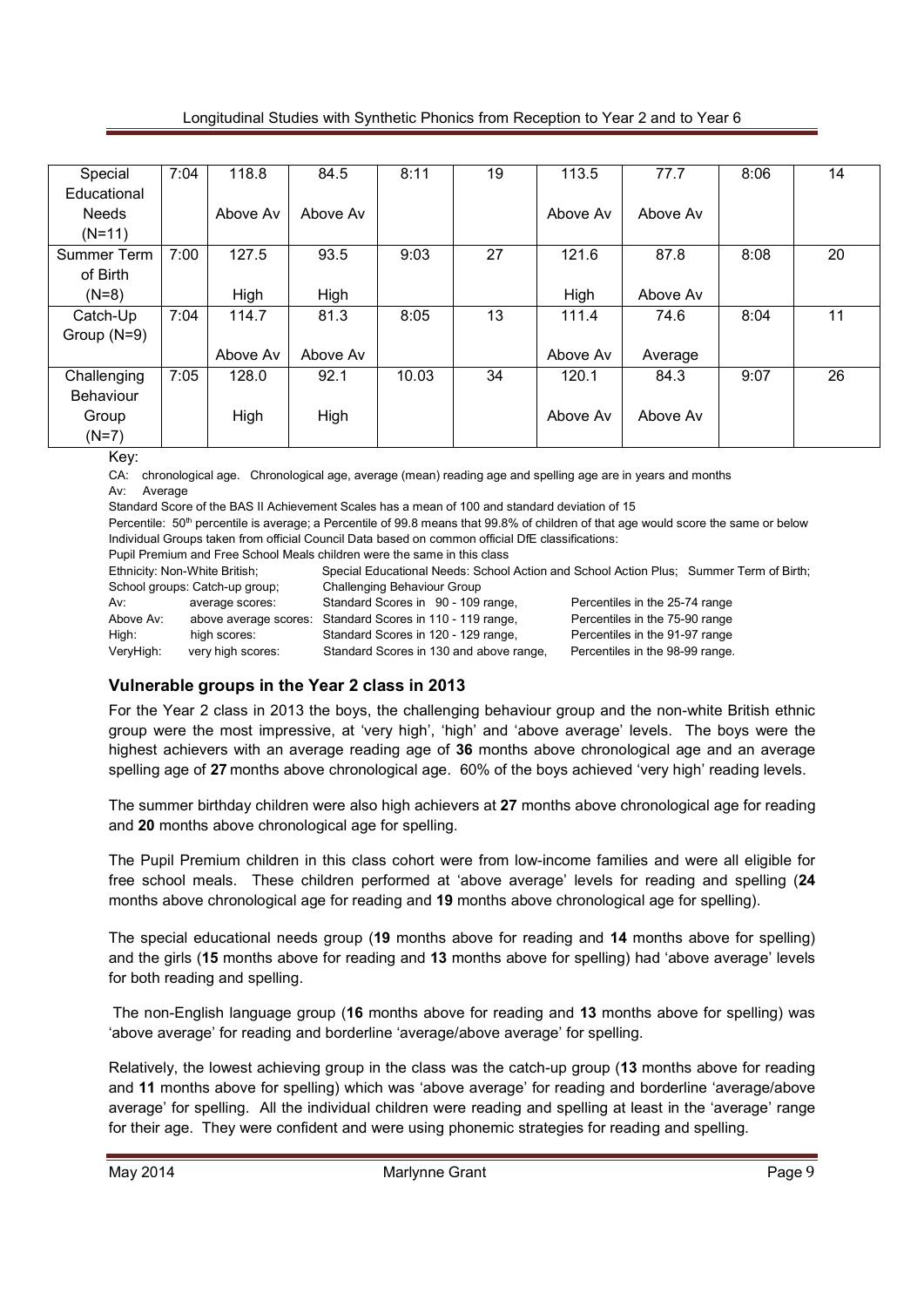| Special Educational Needs (N=11) | 7:04 | 118.8 Above Av | 84.5 Above Av | 8:11 | 19 | 113.5 Above Av | 77.7 Above Av | 8:06 | 14 |
|---|---|---|---|---|---|---|---|---|---|
| Summer Term of Birth (N=8) | 7:00 | 127.5 High | 93.5 High | 9:03 | 27 | 121.6 High | 87.8 Above Av | 8:08 | 20 |
| Catch-Up Group (N=9) | 7:04 | 114.7 Above Av | 81.3 Above Av | 8:05 | 13 | 111.4 Above Av | 74.6 Average | 8:04 | 11 |
| Challenging Behaviour Group (N=7) | 7:05 | 128.0 High | 92.1 High | 10.03 | 34 | 120.1 Above Av | 84.3 Above Av | 9:07 | 26 |

Key:

CA: chronological age. Chronological age, average (mean) reading age and spelling age are in years and months

Av: Average

Standard Score of the BAS II Achievement Scales has a mean of 100 and standard deviation of 15

Percentile: 50th percentile is average; a Percentile of 99.8 means that 99.8% of children of that age would score the same or below

Individual Groups taken from official Council Data based on common official DfE classifications:

Pupil Premium and Free School Meals children were the same in this class

Ethnicity: Non-White British; Special Educational Needs: School Action and School Action Plus; Summer Term of Birth;

School groups: Catch-up group; Challenging Behaviour Group

| | | | |
|---|---|---|---|
| Av: | average scores: | Standard Scores in 90 - 109 range, | Percentiles in the 25-74 range |
| Above Av: | above average scores: | Standard Scores in 110 - 119 range, | Percentiles in the 75-90 range |
| High: | high scores: | Standard Scores in 120 - 129 range, | Percentiles in the 91-97 range |
| VeryHigh: | very high scores: | Standard Scores in 130 and above range, | Percentiles in the 98-99 range. |

### Vulnerable groups in the Year 2 class in 2013

For the Year 2 class in 2013 the boys, the challenging behaviour group and the non-white British ethnic group were the most impressive, at 'very high', 'high' and 'above average' levels. The boys were the highest achievers with an average reading age of **36** months above chronological age and an average spelling age of **27** months above chronological age. 60% of the boys achieved 'very high' reading levels.

The summer birthday children were also high achievers at **27** months above chronological age for reading and **20** months above chronological age for spelling.

The Pupil Premium children in this class cohort were from low-income families and were all eligible for free school meals. These children performed at 'above average' levels for reading and spelling (**24** months above chronological age for reading and **19** months above chronological age for spelling).

The special educational needs group (**19** months above for reading and **14** months above for spelling) and the girls (**15** months above for reading and **13** months above for spelling) had 'above average' levels for both reading and spelling.

The non-English language group (**16** months above for reading and **13** months above for spelling) was 'above average' for reading and borderline 'average/above average' for spelling.

Relatively, the lowest achieving group in the class was the catch-up group (**13** months above for reading and **11** months above for spelling) which was 'above average' for reading and borderline 'average/above average' for spelling. All the individual children were reading and spelling at least in the 'average' range for their age. They were confident and were using phonemic strategies for reading and spelling.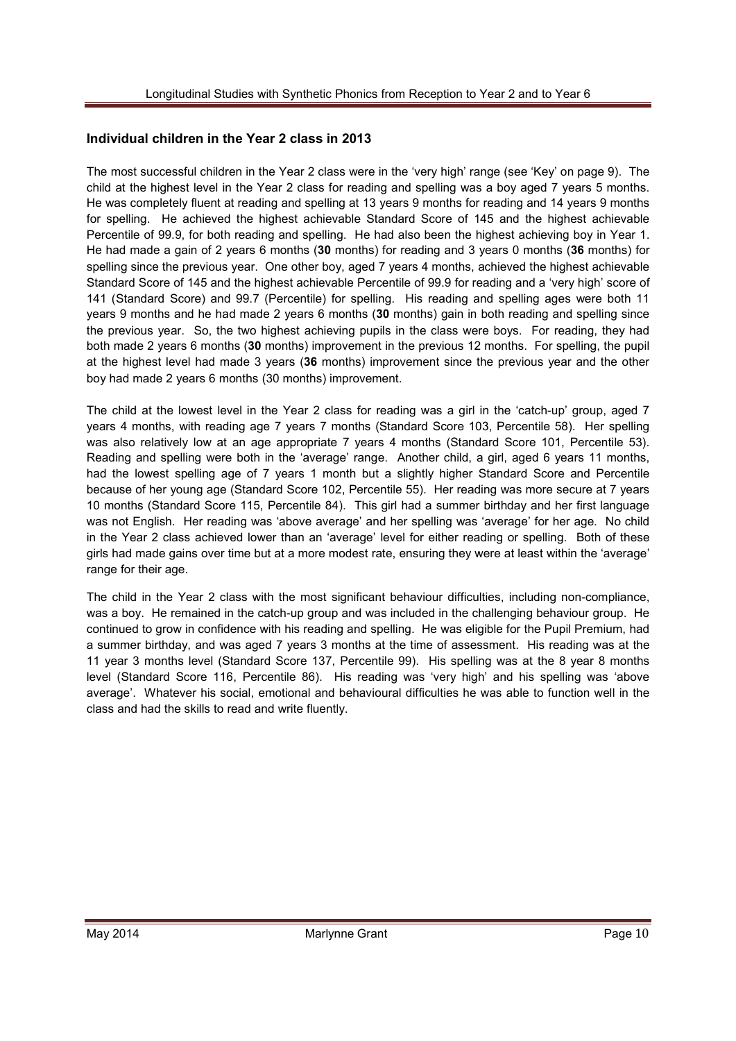## Individual children in the Year 2 class in 2013

The most successful children in the Year 2 class were in the 'very high' range (see 'Key' on page 9). The child at the highest level in the Year 2 class for reading and spelling was a boy aged 7 years 5 months. He was completely fluent at reading and spelling at 13 years 9 months for reading and 14 years 9 months for spelling. He achieved the highest achievable Standard Score of 145 and the highest achievable Percentile of 99.9, for both reading and spelling. He had also been the highest achieving boy in Year 1. He had made a gain of 2 years 6 months (**30** months) for reading and 3 years 0 months (**36** months) for spelling since the previous year. One other boy, aged 7 years 4 months, achieved the highest achievable Standard Score of 145 and the highest achievable Percentile of 99.9 for reading and a 'very high' score of 141 (Standard Score) and 99.7 (Percentile) for spelling. His reading and spelling ages were both 11 years 9 months and he had made 2 years 6 months (**30** months) gain in both reading and spelling since the previous year. So, the two highest achieving pupils in the class were boys. For reading, they had both made 2 years 6 months (**30** months) improvement in the previous 12 months. For spelling, the pupil at the highest level had made 3 years (**36** months) improvement since the previous year and the other boy had made 2 years 6 months (30 months) improvement.

The child at the lowest level in the Year 2 class for reading was a girl in the 'catch-up' group, aged 7 years 4 months, with reading age 7 years 7 months (Standard Score 103, Percentile 58). Her spelling was also relatively low at an age appropriate 7 years 4 months (Standard Score 101, Percentile 53). Reading and spelling were both in the 'average' range. Another child, a girl, aged 6 years 11 months, had the lowest spelling age of 7 years 1 month but a slightly higher Standard Score and Percentile because of her young age (Standard Score 102, Percentile 55). Her reading was more secure at 7 years 10 months (Standard Score 115, Percentile 84). This girl had a summer birthday and her first language was not English. Her reading was 'above average' and her spelling was 'average' for her age. No child in the Year 2 class achieved lower than an 'average' level for either reading or spelling. Both of these girls had made gains over time but at a more modest rate, ensuring they were at least within the 'average' range for their age.

The child in the Year 2 class with the most significant behaviour difficulties, including non-compliance, was a boy. He remained in the catch-up group and was included in the challenging behaviour group. He continued to grow in confidence with his reading and spelling. He was eligible for the Pupil Premium, had a summer birthday, and was aged 7 years 3 months at the time of assessment. His reading was at the 11 year 3 months level (Standard Score 137, Percentile 99). His spelling was at the 8 year 8 months level (Standard Score 116, Percentile 86). His reading was 'very high' and his spelling was 'above average'. Whatever his social, emotional and behavioural difficulties he was able to function well in the class and had the skills to read and write fluently.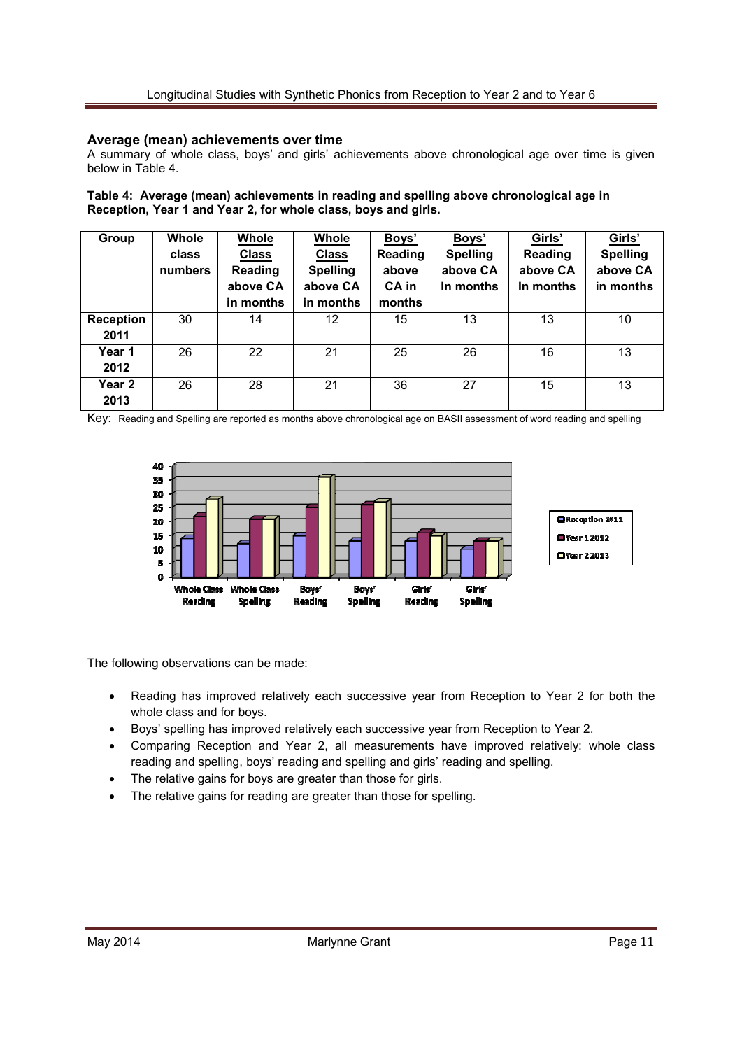### Average (mean) achievements over time

A summary of whole class, boys' and girls' achievements above chronological age over time is given below in Table 4.

**Table 4: Average (mean) achievements in reading and spelling above chronological age in Reception, Year 1 and Year 2, for whole class, boys and girls.**

| Group | Whole class numbers | Whole Class Reading above CA in months | Whole Class Spelling above CA in months | Boys' Reading above CA in months | Boys' Spelling above CA In months | Girls' Reading above CA In months | Girls' Spelling above CA in months |
|---|---|---|---|---|---|---|---|
| Reception 2011 | 30 | 14 | 12 | 15 | 13 | 13 | 10 |
| Year 1 2012 | 26 | 22 | 21 | 25 | 26 | 16 | 13 |
| Year 2 2013 | 26 | 28 | 21 | 36 | 27 | 15 | 13 |

Key: Reading and Spelling are reported as months above chronological age on BASII assessment of word reading and spelling

The following observations can be made:

- Reading has improved relatively each successive year from Reception to Year 2 for both the whole class and for boys.
- Boys' spelling has improved relatively each successive year from Reception to Year 2.
- Comparing Reception and Year 2, all measurements have improved relatively: whole class reading and spelling, boys' reading and spelling and girls' reading and spelling.
- The relative gains for boys are greater than those for girls.
- The relative gains for reading are greater than those for spelling.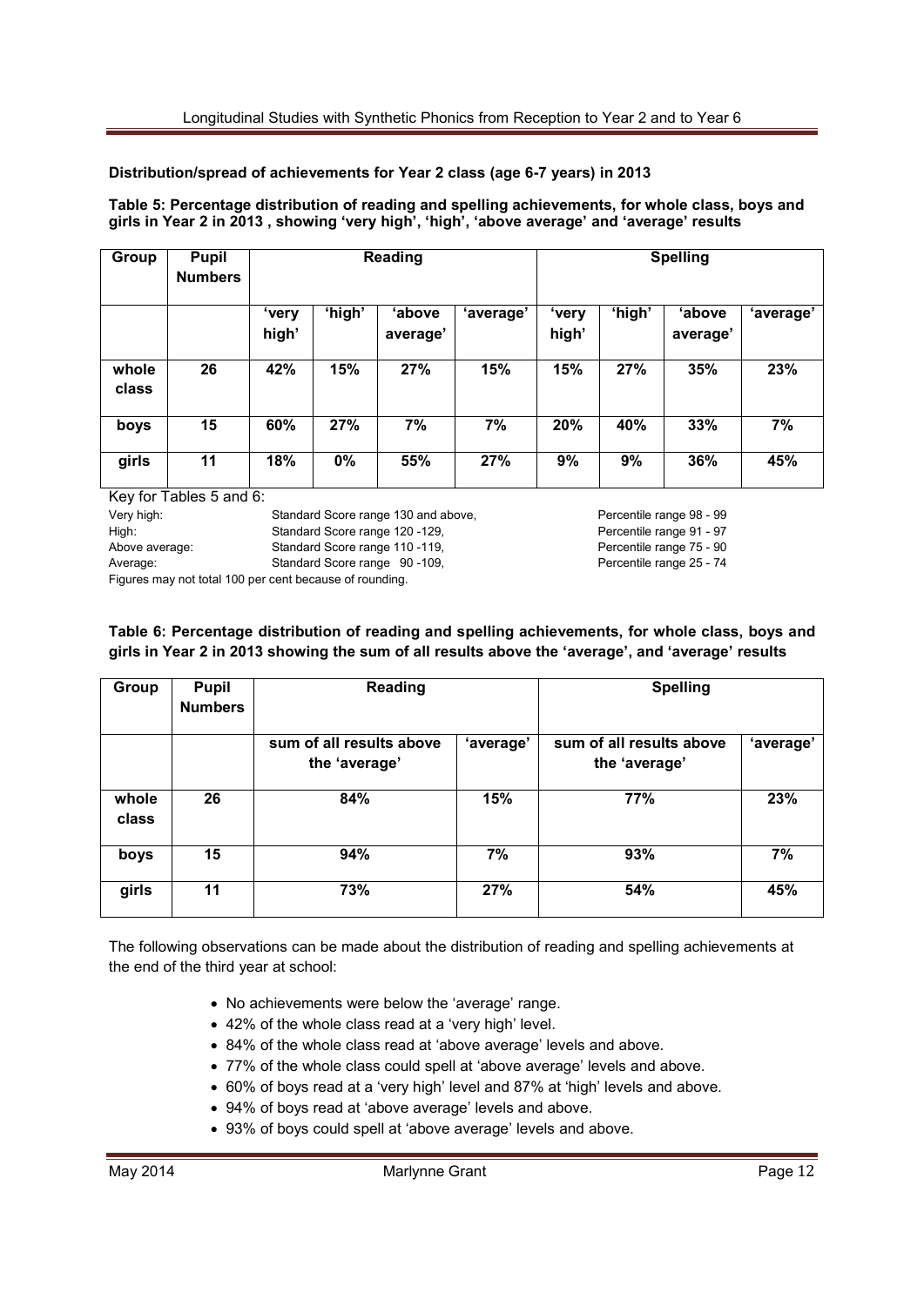**Distribution/spread of achievements for Year 2 class (age 6-7 years) in 2013**

**Table 5: Percentage distribution of reading and spelling achievements, for whole class, boys and girls in Year 2 in 2013 , showing 'very high', 'high', 'above average' and 'average' results**

| Group | Pupil Numbers | Reading | | | | Spelling | | | |
|---|---|---|---|---|---|---|---|---|---|
| | | 'very high' | 'high' | 'above average' | 'average' | 'very high' | 'high' | 'above average' | 'average' |
| whole class | 26 | 42% | 15% | 27% | 15% | 15% | 27% | 35% | 23% |
| boys | 15 | 60% | 27% | 7% | 7% | 20% | 40% | 33% | 7% |
| girls | 11 | 18% | 0% | 55% | 27% | 9% | 9% | 36% | 45% |

Key for Tables 5 and 6:

| | | |
|---|---|---|
| Very high: | Standard Score range 130 and above, | Percentile range 98 - 99 |
| High: | Standard Score range 120 -129, | Percentile range 91 - 97 |
| Above average: | Standard Score range 110 -119, | Percentile range 75 - 90 |
| Average: | Standard Score range 90 -109, | Percentile range 25 - 74 |

Figures may not total 100 per cent because of rounding.

**Table 6: Percentage distribution of reading and spelling achievements, for whole class, boys and girls in Year 2 in 2013 showing the sum of all results above the 'average', and 'average' results**

| Group | Pupil Numbers | Reading | | Spelling | |
|---|---|---|---|---|---|
| | | sum of all results above the 'average' | 'average' | sum of all results above the 'average' | 'average' |
| whole class | 26 | 84% | 15% | 77% | 23% |
| boys | 15 | 94% | 7% | 93% | 7% |
| girls | 11 | 73% | 27% | 54% | 45% |

The following observations can be made about the distribution of reading and spelling achievements at the end of the third year at school:

- No achievements were below the 'average' range.
- 42% of the whole class read at a 'very high' level.
- 84% of the whole class read at 'above average' levels and above.
- 77% of the whole class could spell at 'above average' levels and above.
- 60% of boys read at a 'very high' level and 87% at 'high' levels and above.
- 94% of boys read at 'above average' levels and above.
- 93% of boys could spell at 'above average' levels and above.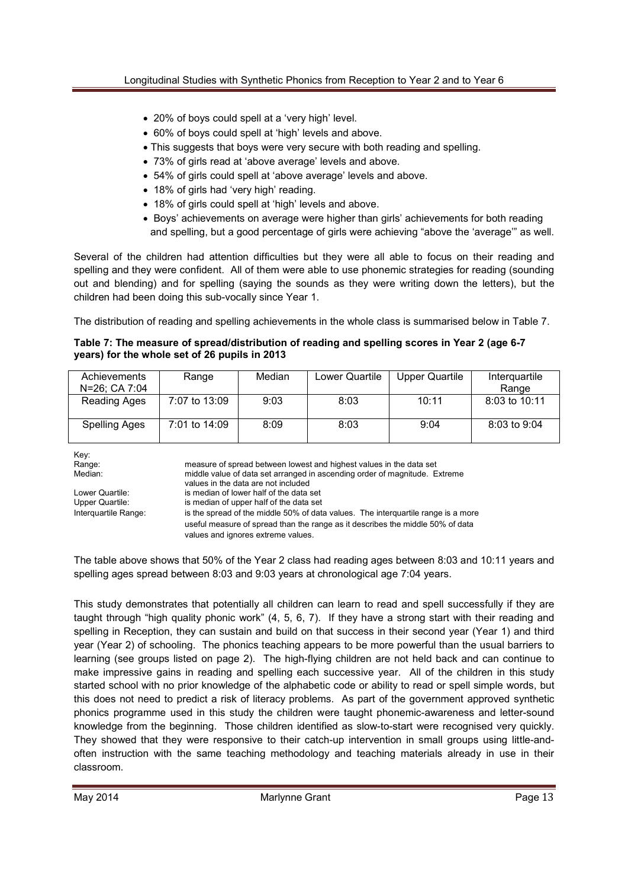- 20% of boys could spell at a 'very high' level.
- 60% of boys could spell at 'high' levels and above.
- This suggests that boys were very secure with both reading and spelling.
- 73% of girls read at 'above average' levels and above.
- 54% of girls could spell at 'above average' levels and above.
- 18% of girls had 'very high' reading.
- 18% of girls could spell at 'high' levels and above.
- Boys' achievements on average were higher than girls' achievements for both reading and spelling, but a good percentage of girls were achieving "above the 'average'" as well.

Several of the children had attention difficulties but they were all able to focus on their reading and spelling and they were confident. All of them were able to use phonemic strategies for reading (sounding out and blending) and for spelling (saying the sounds as they were writing down the letters), but the children had been doing this sub-vocally since Year 1.

The distribution of reading and spelling achievements in the whole class is summarised below in Table 7.

**Table 7: The measure of spread/distribution of reading and spelling scores in Year 2 (age 6-7 years) for the whole set of 26 pupils in 2013**

| Achievements N=26; CA 7:04 | Range | Median | Lower Quartile | Upper Quartile | Interquartile Range |
|---|---|---|---|---|---|
| Reading Ages | 7:07 to 13:09 | 9:03 | 8:03 | 10:11 | 8:03 to 10:11 |
| Spelling Ages | 7:01 to 14:09 | 8:09 | 8:03 | 9:04 | 8:03 to 9:04 |

Key:

| | |
|---|---|
| Range: | measure of spread between lowest and highest values in the data set |
| Median: | middle value of data set arranged in ascending order of magnitude. Extreme values in the data are not included |
| Lower Quartile: | is median of lower half of the data set |
| Upper Quartile: | is median of upper half of the data set |
| Interquartile Range: | is the spread of the middle 50% of data values. The interquartile range is a more useful measure of spread than the range as it describes the middle 50% of data values and ignores extreme values. |

The table above shows that 50% of the Year 2 class had reading ages between 8:03 and 10:11 years and spelling ages spread between 8:03 and 9:03 years at chronological age 7:04 years.

This study demonstrates that potentially all children can learn to read and spell successfully if they are taught through "high quality phonic work" (4, 5, 6, 7). If they have a strong start with their reading and spelling in Reception, they can sustain and build on that success in their second year (Year 1) and third year (Year 2) of schooling. The phonics teaching appears to be more powerful than the usual barriers to learning (see groups listed on page 2). The high-flying children are not held back and can continue to make impressive gains in reading and spelling each successive year. All of the children in this study started school with no prior knowledge of the alphabetic code or ability to read or spell simple words, but this does not need to predict a risk of literacy problems. As part of the government approved synthetic phonics programme used in this study the children were taught phonemic-awareness and letter-sound knowledge from the beginning. Those children identified as slow-to-start were recognised very quickly. They showed that they were responsive to their catch-up intervention in small groups using little-and-often instruction with the same teaching methodology and teaching materials already in use in their classroom.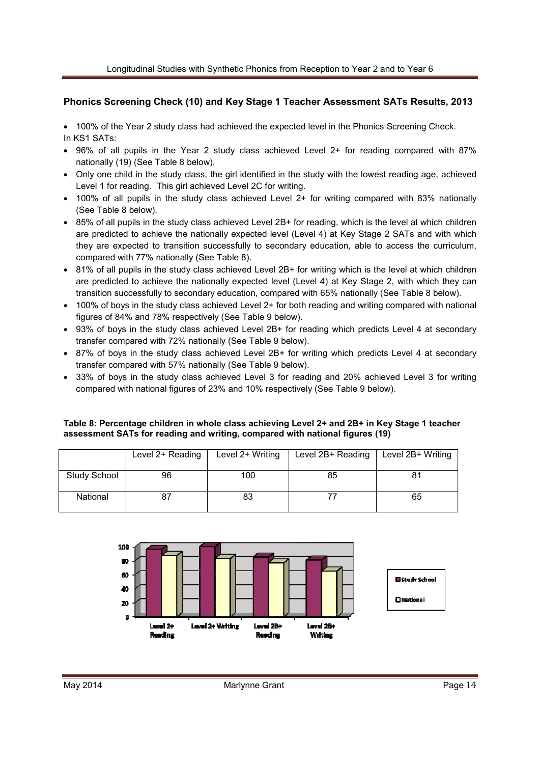## Phonics Screening Check (10) and Key Stage 1 Teacher Assessment SATs Results, 2013

- 100% of the Year 2 study class had achieved the expected level in the Phonics Screening Check.

In KS1 SATs:

- 96% of all pupils in the Year 2 study class achieved Level 2+ for reading compared with 87% nationally (19) (See Table 8 below).
- Only one child in the study class, the girl identified in the study with the lowest reading age, achieved Level 1 for reading. This girl achieved Level 2C for writing.
- 100% of all pupils in the study class achieved Level 2+ for writing compared with 83% nationally (See Table 8 below).
- 85% of all pupils in the study class achieved Level 2B+ for reading, which is the level at which children are predicted to achieve the nationally expected level (Level 4) at Key Stage 2 SATs and with which they are expected to transition successfully to secondary education, able to access the curriculum, compared with 77% nationally (See Table 8).
- 81% of all pupils in the study class achieved Level 2B+ for writing which is the level at which children are predicted to achieve the nationally expected level (Level 4) at Key Stage 2, with which they can transition successfully to secondary education, compared with 65% nationally (See Table 8 below).
- 100% of boys in the study class achieved Level 2+ for both reading and writing compared with national figures of 84% and 78% respectively (See Table 9 below).
- 93% of boys in the study class achieved Level 2B+ for reading which predicts Level 4 at secondary transfer compared with 72% nationally (See Table 9 below).
- 87% of boys in the study class achieved Level 2B+ for writing which predicts Level 4 at secondary transfer compared with 57% nationally (See Table 9 below).
- 33% of boys in the study class achieved Level 3 for reading and 20% achieved Level 3 for writing compared with national figures of 23% and 10% respectively (See Table 9 below).

**Table 8: Percentage children in whole class achieving Level 2+ and 2B+ in Key Stage 1 teacher assessment SATs for reading and writing, compared with national figures (19)**

| | Level 2+ Reading | Level 2+ Writing | Level 2B+ Reading | Level 2B+ Writing |
|---|---|---|---|---|
| Study School | 96 | 100 | 85 | 81 |
| National | 87 | 83 | 77 | 65 |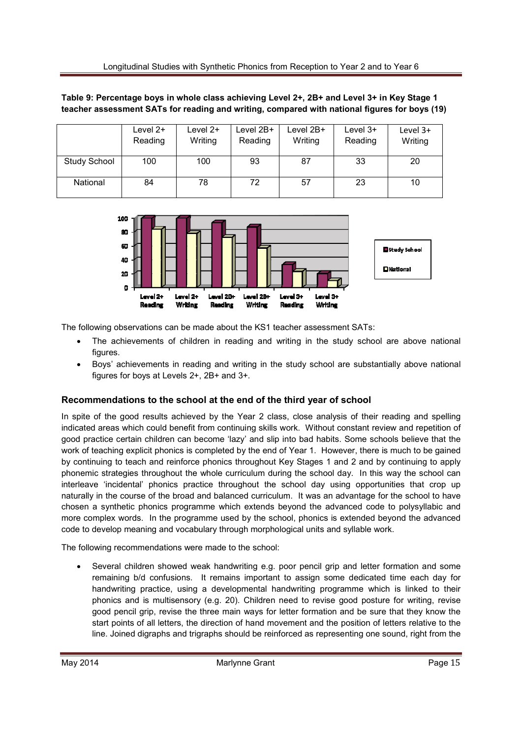**Table 9: Percentage boys in whole class achieving Level 2+, 2B+ and Level 3+ in Key Stage 1 teacher assessment SATs for reading and writing, compared with national figures for boys (19)**

| | Level 2+ Reading | Level 2+ Writing | Level 2B+ Reading | Level 2B+ Writing | Level 3+ Reading | Level 3+ Writing |
|---|---|---|---|---|---|---|
| Study School | 100 | 100 | 93 | 87 | 33 | 20 |
| National | 84 | 78 | 72 | 57 | 23 | 10 |

The following observations can be made about the KS1 teacher assessment SATs:

- The achievements of children in reading and writing in the study school are above national figures.
- Boys' achievements in reading and writing in the study school are substantially above national figures for boys at Levels 2+, 2B+ and 3+.

## Recommendations to the school at the end of the third year of school

In spite of the good results achieved by the Year 2 class, close analysis of their reading and spelling indicated areas which could benefit from continuing skills work. Without constant review and repetition of good practice certain children can become 'lazy' and slip into bad habits. Some schools believe that the work of teaching explicit phonics is completed by the end of Year 1. However, there is much to be gained by continuing to teach and reinforce phonics throughout Key Stages 1 and 2 and by continuing to apply phonemic strategies throughout the whole curriculum during the school day. In this way the school can interleave 'incidental' phonics practice throughout the school day using opportunities that crop up naturally in the course of the broad and balanced curriculum. It was an advantage for the school to have chosen a synthetic phonics programme which extends beyond the advanced code to polysyllabic and more complex words. In the programme used by the school, phonics is extended beyond the advanced code to develop meaning and vocabulary through morphological units and syllable work.

The following recommendations were made to the school:

- Several children showed weak handwriting e.g. poor pencil grip and letter formation and some remaining b/d confusions. It remains important to assign some dedicated time each day for handwriting practice, using a developmental handwriting programme which is linked to their phonics and is multisensory (e.g. 20). Children need to revise good posture for writing, revise good pencil grip, revise the three main ways for letter formation and be sure that they know the start points of all letters, the direction of hand movement and the position of letters relative to the line. Joined digraphs and trigraphs should be reinforced as representing one sound, right from the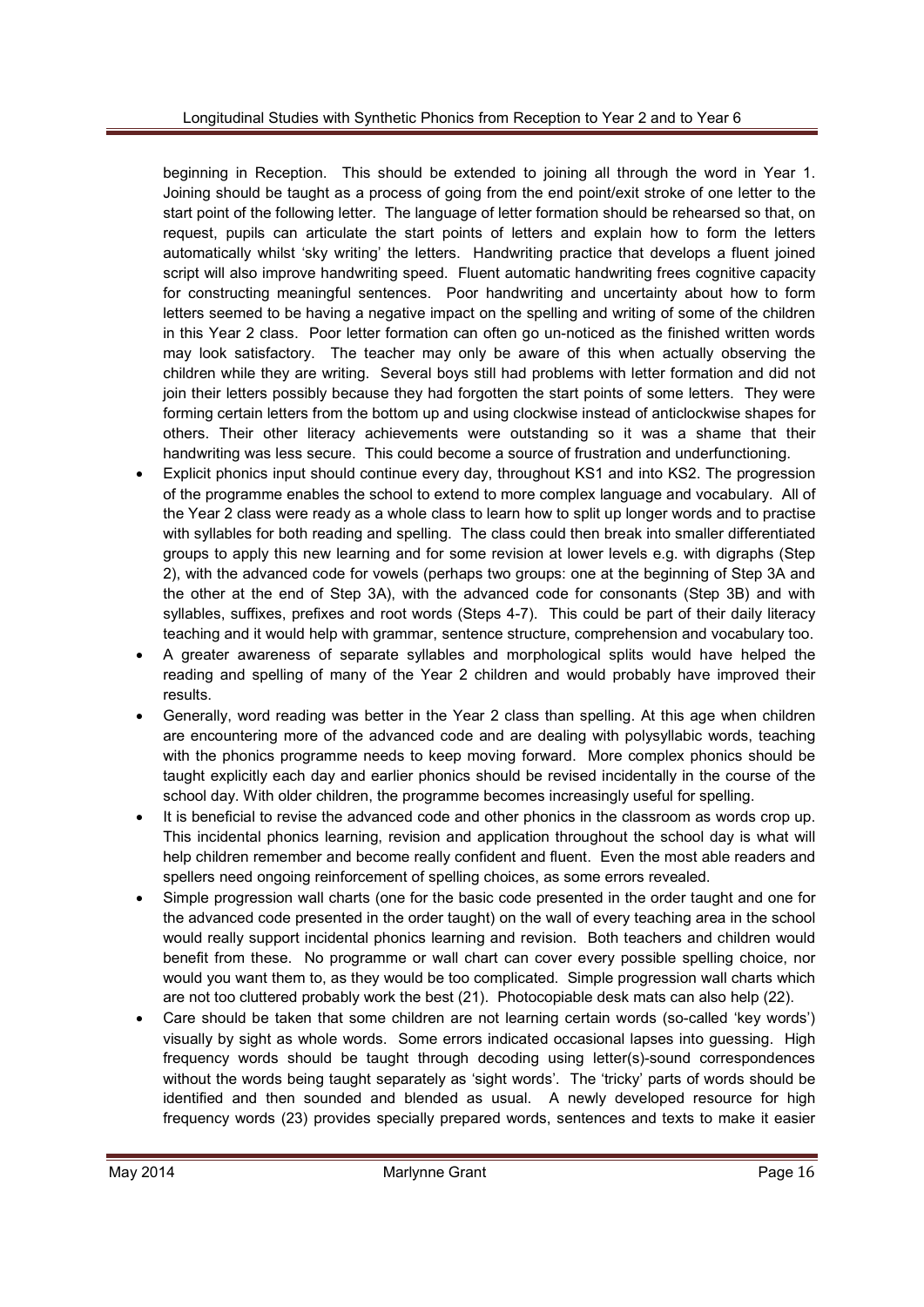beginning in Reception. This should be extended to joining all through the word in Year 1. Joining should be taught as a process of going from the end point/exit stroke of one letter to the start point of the following letter. The language of letter formation should be rehearsed so that, on request, pupils can articulate the start points of letters and explain how to form the letters automatically whilst 'sky writing' the letters. Handwriting practice that develops a fluent joined script will also improve handwriting speed. Fluent automatic handwriting frees cognitive capacity for constructing meaningful sentences. Poor handwriting and uncertainty about how to form letters seemed to be having a negative impact on the spelling and writing of some of the children in this Year 2 class. Poor letter formation can often go un-noticed as the finished written words may look satisfactory. The teacher may only be aware of this when actually observing the children while they are writing. Several boys still had problems with letter formation and did not join their letters possibly because they had forgotten the start points of some letters. They were forming certain letters from the bottom up and using clockwise instead of anticlockwise shapes for others. Their other literacy achievements were outstanding so it was a shame that their handwriting was less secure. This could become a source of frustration and underfunctioning.

- Explicit phonics input should continue every day, throughout KS1 and into KS2. The progression of the programme enables the school to extend to more complex language and vocabulary. All of the Year 2 class were ready as a whole class to learn how to split up longer words and to practise with syllables for both reading and spelling. The class could then break into smaller differentiated groups to apply this new learning and for some revision at lower levels e.g. with digraphs (Step 2), with the advanced code for vowels (perhaps two groups: one at the beginning of Step 3A and the other at the end of Step 3A), with the advanced code for consonants (Step 3B) and with syllables, suffixes, prefixes and root words (Steps 4-7). This could be part of their daily literacy teaching and it would help with grammar, sentence structure, comprehension and vocabulary too.
- A greater awareness of separate syllables and morphological splits would have helped the reading and spelling of many of the Year 2 children and would probably have improved their results.
- Generally, word reading was better in the Year 2 class than spelling. At this age when children are encountering more of the advanced code and are dealing with polysyllabic words, teaching with the phonics programme needs to keep moving forward. More complex phonics should be taught explicitly each day and earlier phonics should be revised incidentally in the course of the school day. With older children, the programme becomes increasingly useful for spelling.
- It is beneficial to revise the advanced code and other phonics in the classroom as words crop up. This incidental phonics learning, revision and application throughout the school day is what will help children remember and become really confident and fluent. Even the most able readers and spellers need ongoing reinforcement of spelling choices, as some errors revealed.
- Simple progression wall charts (one for the basic code presented in the order taught and one for the advanced code presented in the order taught) on the wall of every teaching area in the school would really support incidental phonics learning and revision. Both teachers and children would benefit from these. No programme or wall chart can cover every possible spelling choice, nor would you want them to, as they would be too complicated. Simple progression wall charts which are not too cluttered probably work the best (21). Photocopiable desk mats can also help (22).
- Care should be taken that some children are not learning certain words (so-called 'key words') visually by sight as whole words. Some errors indicated occasional lapses into guessing. High frequency words should be taught through decoding using letter(s)-sound correspondences without the words being taught separately as 'sight words'. The 'tricky' parts of words should be identified and then sounded and blended as usual. A newly developed resource for high frequency words (23) provides specially prepared words, sentences and texts to make it easier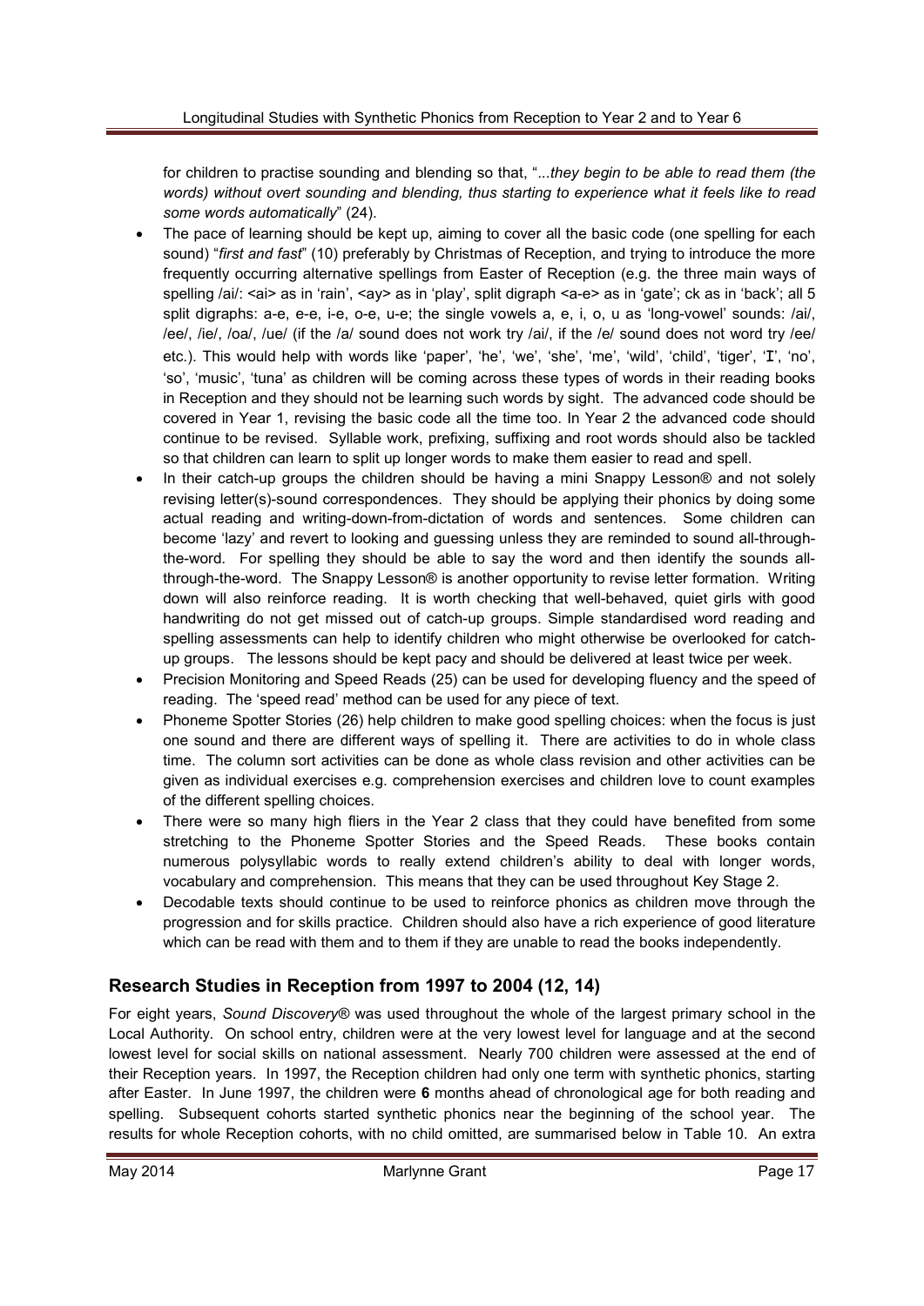for children to practise sounding and blending so that, "...*they begin to be able to read them (the words) without overt sounding and blending, thus starting to experience what it feels like to read some words automatically*" (24).

- The pace of learning should be kept up, aiming to cover all the basic code (one spelling for each sound) "*first and fast*" (10) preferably by Christmas of Reception, and trying to introduce the more frequently occurring alternative spellings from Easter of Reception (e.g. the three main ways of spelling /ai/: <ai> as in 'rain', <ay> as in 'play', split digraph <a-e> as in 'gate'; ck as in 'back'; all 5 split digraphs: a-e, e-e, i-e, o-e, u-e; the single vowels a, e, i, o, u as 'long-vowel' sounds: /ai/, /ee/, /ie/, /oa/, /ue/ (if the /a/ sound does not work try /ai/, if the /e/ sound does not word try /ee/ etc.). This would help with words like 'paper', 'he', 'we', 'she', 'me', 'wild', 'child', 'tiger', 'I', 'no', 'so', 'music', 'tuna' as children will be coming across these types of words in their reading books in Reception and they should not be learning such words by sight. The advanced code should be covered in Year 1, revising the basic code all the time too. In Year 2 the advanced code should continue to be revised. Syllable work, prefixing, suffixing and root words should also be tackled so that children can learn to split up longer words to make them easier to read and spell.
- In their catch-up groups the children should be having a mini Snappy Lesson® and not solely revising letter(s)-sound correspondences. They should be applying their phonics by doing some actual reading and writing-down-from-dictation of words and sentences. Some children can become 'lazy' and revert to looking and guessing unless they are reminded to sound all-through-the-word. For spelling they should be able to say the word and then identify the sounds all-through-the-word. The Snappy Lesson® is another opportunity to revise letter formation. Writing down will also reinforce reading. It is worth checking that well-behaved, quiet girls with good handwriting do not get missed out of catch-up groups. Simple standardised word reading and spelling assessments can help to identify children who might otherwise be overlooked for catch-up groups. The lessons should be kept pacy and should be delivered at least twice per week.
- Precision Monitoring and Speed Reads (25) can be used for developing fluency and the speed of reading. The 'speed read' method can be used for any piece of text.
- Phoneme Spotter Stories (26) help children to make good spelling choices: when the focus is just one sound and there are different ways of spelling it. There are activities to do in whole class time. The column sort activities can be done as whole class revision and other activities can be given as individual exercises e.g. comprehension exercises and children love to count examples of the different spelling choices.
- There were so many high fliers in the Year 2 class that they could have benefited from some stretching to the Phoneme Spotter Stories and the Speed Reads. These books contain numerous polysyllabic words to really extend children's ability to deal with longer words, vocabulary and comprehension. This means that they can be used throughout Key Stage 2.
- Decodable texts should continue to be used to reinforce phonics as children move through the progression and for skills practice. Children should also have a rich experience of good literature which can be read with them and to them if they are unable to read the books independently.

## Research Studies in Reception from 1997 to 2004 (12, 14)

For eight years, *Sound Discovery®* was used throughout the whole of the largest primary school in the Local Authority. On school entry, children were at the very lowest level for language and at the second lowest level for social skills on national assessment. Nearly 700 children were assessed at the end of their Reception years. In 1997, the Reception children had only one term with synthetic phonics, starting after Easter. In June 1997, the children were **6** months ahead of chronological age for both reading and spelling. Subsequent cohorts started synthetic phonics near the beginning of the school year. The results for whole Reception cohorts, with no child omitted, are summarised below in Table 10. An extra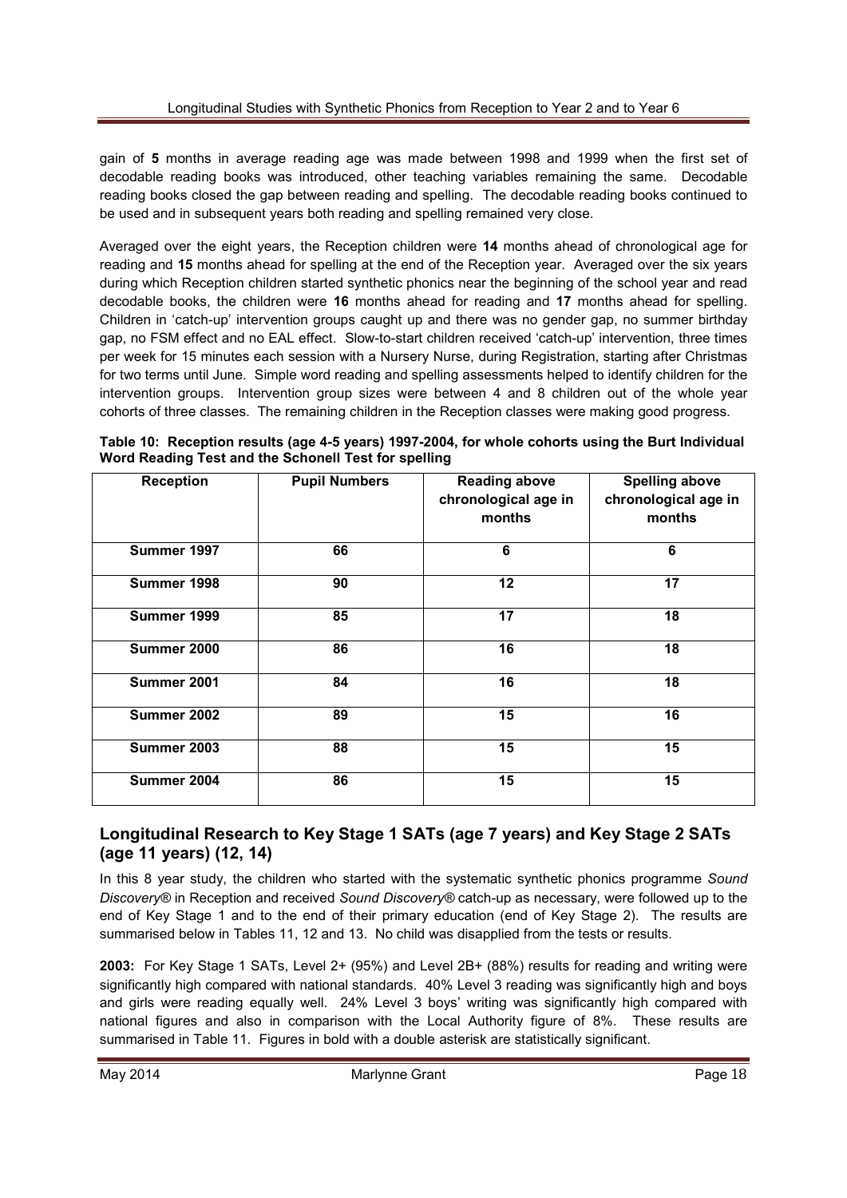gain of **5** months in average reading age was made between 1998 and 1999 when the first set of decodable reading books was introduced, other teaching variables remaining the same. Decodable reading books closed the gap between reading and spelling. The decodable reading books continued to be used and in subsequent years both reading and spelling remained very close.

Averaged over the eight years, the Reception children were **14** months ahead of chronological age for reading and **15** months ahead for spelling at the end of the Reception year. Averaged over the six years during which Reception children started synthetic phonics near the beginning of the school year and read decodable books, the children were **16** months ahead for reading and **17** months ahead for spelling. Children in 'catch-up' intervention groups caught up and there was no gender gap, no summer birthday gap, no FSM effect and no EAL effect. Slow-to-start children received 'catch-up' intervention, three times per week for 15 minutes each session with a Nursery Nurse, during Registration, starting after Christmas for two terms until June. Simple word reading and spelling assessments helped to identify children for the intervention groups. Intervention group sizes were between 4 and 8 children out of the whole year cohorts of three classes. The remaining children in the Reception classes were making good progress.

**Table 10: Reception results (age 4-5 years) 1997-2004, for whole cohorts using the Burt Individual Word Reading Test and the Schonell Test for spelling**

| Reception | Pupil Numbers | Reading above chronological age in months | Spelling above chronological age in months |
|---|---|---|---|
| Summer 1997 | 66 | 6 | 6 |
| Summer 1998 | 90 | 12 | 17 |
| Summer 1999 | 85 | 17 | 18 |
| Summer 2000 | 86 | 16 | 18 |
| Summer 2001 | 84 | 16 | 18 |
| Summer 2002 | 89 | 15 | 16 |
| Summer 2003 | 88 | 15 | 15 |
| Summer 2004 | 86 | 15 | 15 |

## Longitudinal Research to Key Stage 1 SATs (age 7 years) and Key Stage 2 SATs (age 11 years) (12, 14)

In this 8 year study, the children who started with the systematic synthetic phonics programme *Sound Discovery®* in Reception and received *Sound Discovery®* catch-up as necessary, were followed up to the end of Key Stage 1 and to the end of their primary education (end of Key Stage 2). The results are summarised below in Tables 11, 12 and 13. No child was disapplied from the tests or results.

**2003:** For Key Stage 1 SATs, Level 2+ (95%) and Level 2B+ (88%) results for reading and writing were significantly high compared with national standards. 40% Level 3 reading was significantly high and boys and girls were reading equally well. 24% Level 3 boys' writing was significantly high compared with national figures and also in comparison with the Local Authority figure of 8%. These results are summarised in Table 11. Figures in bold with a double asterisk are statistically significant.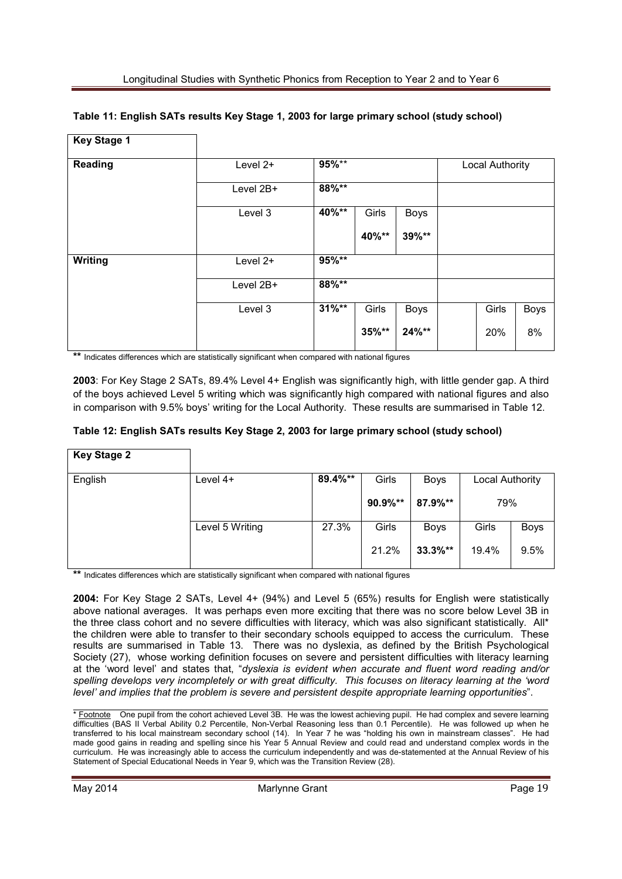**Table 11: English SATs results Key Stage 1, 2003 for large primary school (study school)**

| Key Stage 1 | | | | | | | |
|---|---|---|---|---|---|---|---|
| **Reading** | Level 2+ | **95%**** | | | Local Authority | | |
| | Level 2B+ | **88%**** | | | | | |
| | Level 3 | **40%**** | Girls **40%**** | Boys **39%**** | | | |
| **Writing** | Level 2+ | **95%**** | | | | | |
| | Level 2B+ | **88%**** | | | | | |
| | Level 3 | **31%**** | Girls **35%**** | Boys **24%**** | | Girls 20% | Boys 8% |

**** Indicates differences which are statistically significant when compared with national figures

**2003**: For Key Stage 2 SATs, 89.4% Level 4+ English was significantly high, with little gender gap. A third of the boys achieved Level 5 writing which was significantly high compared with national figures and also in comparison with 9.5% boys' writing for the Local Authority. These results are summarised in Table 12.

**Table 12: English SATs results Key Stage 2, 2003 for large primary school (study school)**

| Key Stage 2 | | | | | | |
|---|---|---|---|---|---|---|
| English | Level 4+ | **89.4%**** | Girls **90.9%**** | Boys **87.9%**** | Local Authority 79% | |
| | Level 5 Writing | 27.3% | Girls 21.2% | Boys **33.3%**** | Girls 19.4% | Boys 9.5% |

**** Indicates differences which are statistically significant when compared with national figures

**2004:** For Key Stage 2 SATs, Level 4+ (94%) and Level 5 (65%) results for English were statistically above national averages. It was perhaps even more exciting that there was no score below Level 3B in the three class cohort and no severe difficulties with literacy, which was also significant statistically. All* the children were able to transfer to their secondary schools equipped to access the curriculum. These results are summarised in Table 13. There was no dyslexia, as defined by the British Psychological Society (27), whose working definition focuses on severe and persistent difficulties with literacy learning at the 'word level' and states that, "*dyslexia is evident when accurate and fluent word reading and/or spelling develops very incompletely or with great difficulty. This focuses on literacy learning at the 'word level' and implies that the problem is severe and persistent despite appropriate learning opportunities*".

* Footnote One pupil from the cohort achieved Level 3B. He was the lowest achieving pupil. He had complex and severe learning difficulties (BAS II Verbal Ability 0.2 Percentile, Non-Verbal Reasoning less than 0.1 Percentile). He was followed up when he transferred to his local mainstream secondary school (14). In Year 7 he was "holding his own in mainstream classes". He had made good gains in reading and spelling since his Year 5 Annual Review and could read and understand complex words in the curriculum. He was increasingly able to access the curriculum independently and was de-statemented at the Annual Review of his Statement of Special Educational Needs in Year 9, which was the Transition Review (28).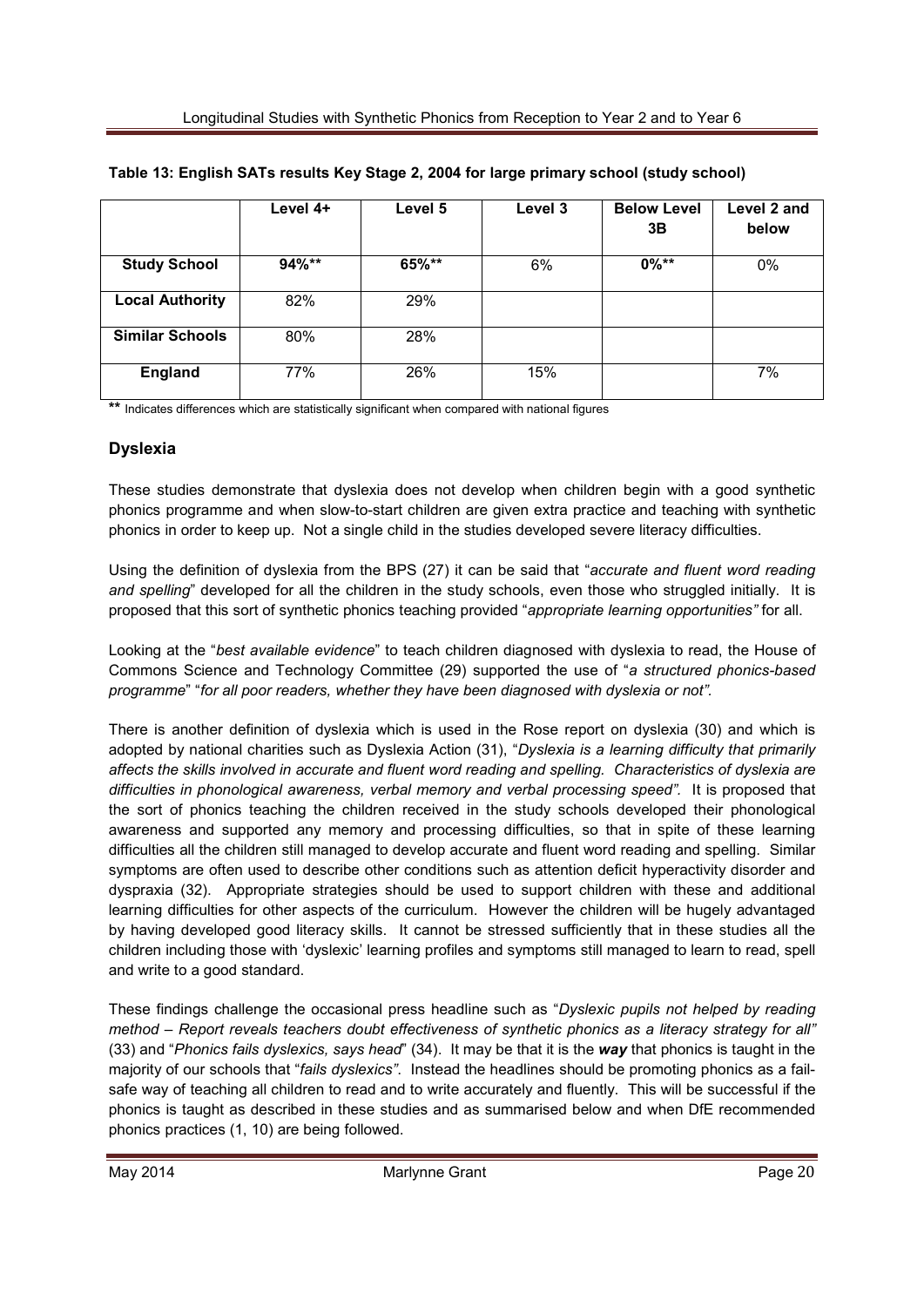**Table 13: English SATs results Key Stage 2, 2004 for large primary school (study school)**

| | Level 4+ | Level 5 | Level 3 | Below Level 3B | Level 2 and below |
|---|---|---|---|---|---|
| **Study School** | **94%\*\*** | **65%\*\*** | 6% | **0%\*\*** | 0% |
| **Local Authority** | 82% | 29% | | | |
| **Similar Schools** | 80% | 28% | | | |
| **England** | 77% | 26% | 15% | | 7% |

**\*\*** Indicates differences which are statistically significant when compared with national figures

## Dyslexia

These studies demonstrate that dyslexia does not develop when children begin with a good synthetic phonics programme and when slow-to-start children are given extra practice and teaching with synthetic phonics in order to keep up. Not a single child in the studies developed severe literacy difficulties.

Using the definition of dyslexia from the BPS (27) it can be said that "*accurate and fluent word reading and spelling*" developed for all the children in the study schools, even those who struggled initially. It is proposed that this sort of synthetic phonics teaching provided "*appropriate learning opportunities"* for all.

Looking at the "*best available evidence*" to teach children diagnosed with dyslexia to read, the House of Commons Science and Technology Committee (29) supported the use of "*a structured phonics-based programme*" "*for all poor readers, whether they have been diagnosed with dyslexia or not".*

There is another definition of dyslexia which is used in the Rose report on dyslexia (30) and which is adopted by national charities such as Dyslexia Action (31), "*Dyslexia is a learning difficulty that primarily affects the skills involved in accurate and fluent word reading and spelling. Characteristics of dyslexia are difficulties in phonological awareness, verbal memory and verbal processing speed".* It is proposed that the sort of phonics teaching the children received in the study schools developed their phonological awareness and supported any memory and processing difficulties, so that in spite of these learning difficulties all the children still managed to develop accurate and fluent word reading and spelling. Similar symptoms are often used to describe other conditions such as attention deficit hyperactivity disorder and dyspraxia (32). Appropriate strategies should be used to support children with these and additional learning difficulties for other aspects of the curriculum. However the children will be hugely advantaged by having developed good literacy skills. It cannot be stressed sufficiently that in these studies all the children including those with 'dyslexic' learning profiles and symptoms still managed to learn to read, spell and write to a good standard.

These findings challenge the occasional press headline such as "*Dyslexic pupils not helped by reading method – Report reveals teachers doubt effectiveness of synthetic phonics as a literacy strategy for all"* (33) and "*Phonics fails dyslexics, says head*" (34). It may be that it is the ***way*** that phonics is taught in the majority of our schools that "*fails dyslexics"*. Instead the headlines should be promoting phonics as a fail-safe way of teaching all children to read and to write accurately and fluently. This will be successful if the phonics is taught as described in these studies and as summarised below and when DfE recommended phonics practices (1, 10) are being followed.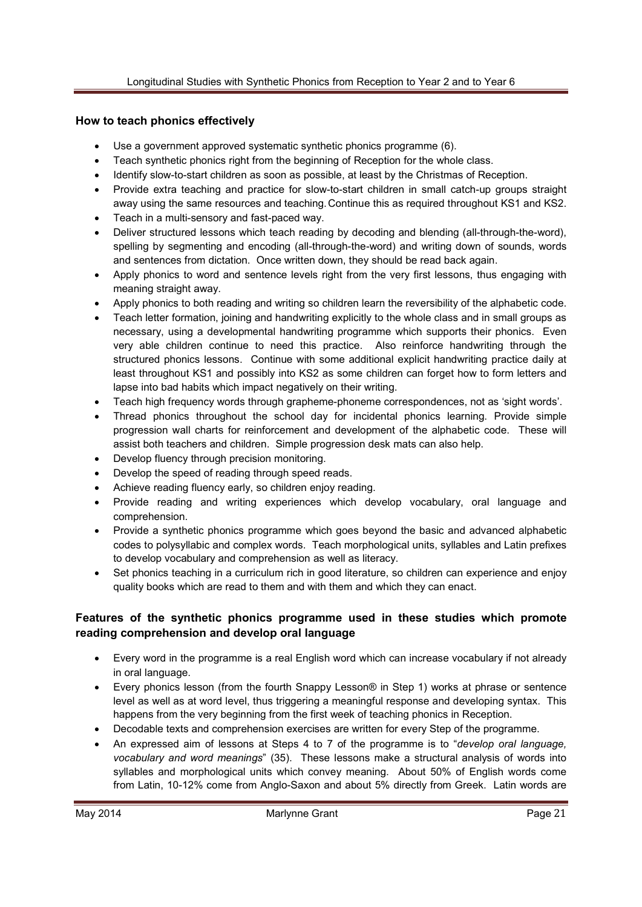## How to teach phonics effectively

- Use a government approved systematic synthetic phonics programme (6).
- Teach synthetic phonics right from the beginning of Reception for the whole class.
- Identify slow-to-start children as soon as possible, at least by the Christmas of Reception.
- Provide extra teaching and practice for slow-to-start children in small catch-up groups straight away using the same resources and teaching. Continue this as required throughout KS1 and KS2.
- Teach in a multi-sensory and fast-paced way.
- Deliver structured lessons which teach reading by decoding and blending (all-through-the-word), spelling by segmenting and encoding (all-through-the-word) and writing down of sounds, words and sentences from dictation. Once written down, they should be read back again.
- Apply phonics to word and sentence levels right from the very first lessons, thus engaging with meaning straight away.
- Apply phonics to both reading and writing so children learn the reversibility of the alphabetic code.
- Teach letter formation, joining and handwriting explicitly to the whole class and in small groups as necessary, using a developmental handwriting programme which supports their phonics. Even very able children continue to need this practice. Also reinforce handwriting through the structured phonics lessons. Continue with some additional explicit handwriting practice daily at least throughout KS1 and possibly into KS2 as some children can forget how to form letters and lapse into bad habits which impact negatively on their writing.
- Teach high frequency words through grapheme-phoneme correspondences, not as 'sight words'.
- Thread phonics throughout the school day for incidental phonics learning. Provide simple progression wall charts for reinforcement and development of the alphabetic code. These will assist both teachers and children. Simple progression desk mats can also help.
- Develop fluency through precision monitoring.
- Develop the speed of reading through speed reads.
- Achieve reading fluency early, so children enjoy reading.
- Provide reading and writing experiences which develop vocabulary, oral language and comprehension.
- Provide a synthetic phonics programme which goes beyond the basic and advanced alphabetic codes to polysyllabic and complex words. Teach morphological units, syllables and Latin prefixes to develop vocabulary and comprehension as well as literacy.
- Set phonics teaching in a curriculum rich in good literature, so children can experience and enjoy quality books which are read to them and with them and which they can enact.

## Features of the synthetic phonics programme used in these studies which promote reading comprehension and develop oral language

- Every word in the programme is a real English word which can increase vocabulary if not already in oral language.
- Every phonics lesson (from the fourth Snappy Lesson® in Step 1) works at phrase or sentence level as well as at word level, thus triggering a meaningful response and developing syntax. This happens from the very beginning from the first week of teaching phonics in Reception.
- Decodable texts and comprehension exercises are written for every Step of the programme.
- An expressed aim of lessons at Steps 4 to 7 of the programme is to "*develop oral language, vocabulary and word meanings*" (35). These lessons make a structural analysis of words into syllables and morphological units which convey meaning. About 50% of English words come from Latin, 10-12% come from Anglo-Saxon and about 5% directly from Greek. Latin words are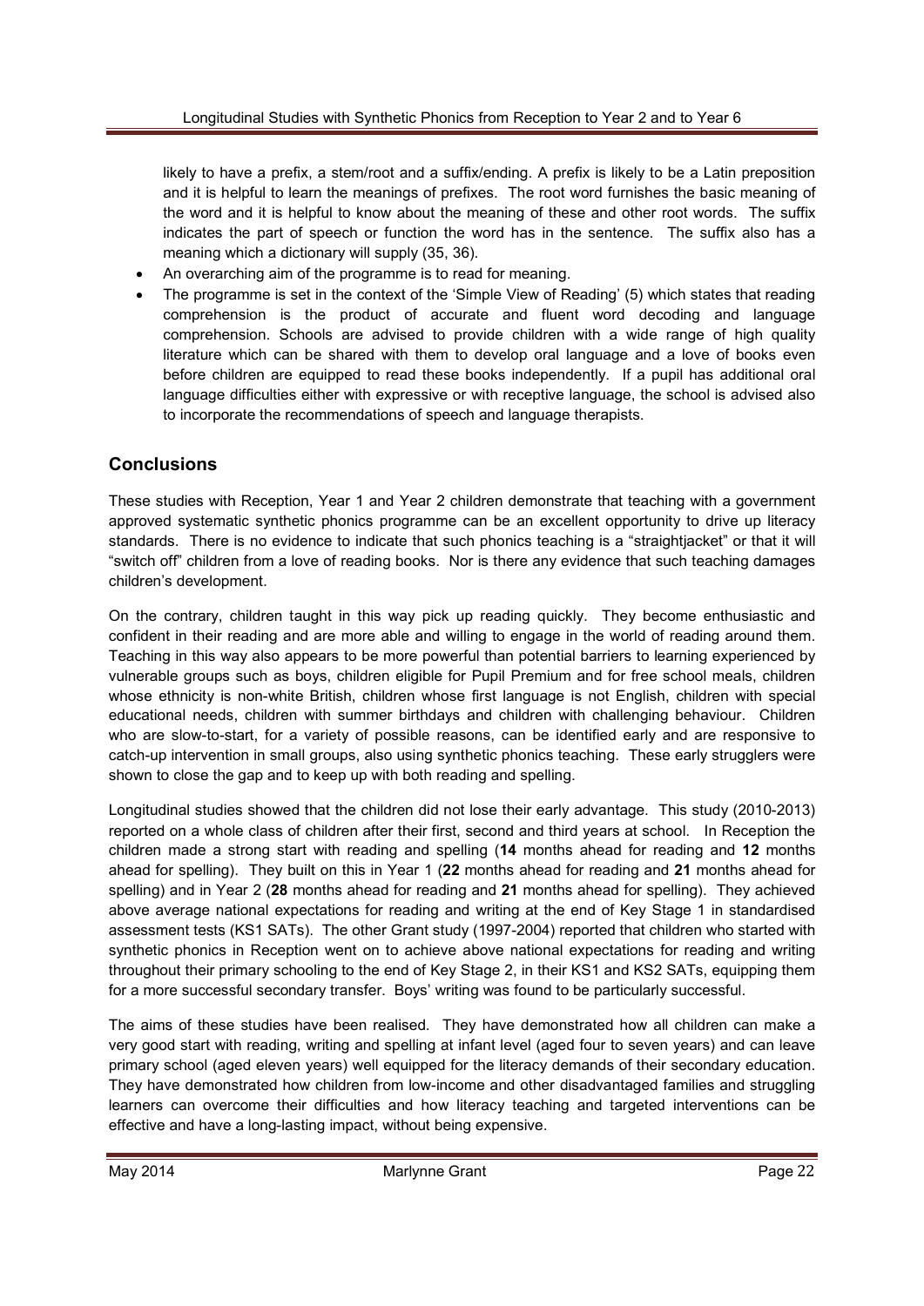likely to have a prefix, a stem/root and a suffix/ending. A prefix is likely to be a Latin preposition and it is helpful to learn the meanings of prefixes. The root word furnishes the basic meaning of the word and it is helpful to know about the meaning of these and other root words. The suffix indicates the part of speech or function the word has in the sentence. The suffix also has a meaning which a dictionary will supply (35, 36).

- An overarching aim of the programme is to read for meaning.
- The programme is set in the context of the 'Simple View of Reading' (5) which states that reading comprehension is the product of accurate and fluent word decoding and language comprehension. Schools are advised to provide children with a wide range of high quality literature which can be shared with them to develop oral language and a love of books even before children are equipped to read these books independently. If a pupil has additional oral language difficulties either with expressive or with receptive language, the school is advised also to incorporate the recommendations of speech and language therapists.

## Conclusions

These studies with Reception, Year 1 and Year 2 children demonstrate that teaching with a government approved systematic synthetic phonics programme can be an excellent opportunity to drive up literacy standards. There is no evidence to indicate that such phonics teaching is a "straightjacket" or that it will "switch off" children from a love of reading books. Nor is there any evidence that such teaching damages children's development.

On the contrary, children taught in this way pick up reading quickly. They become enthusiastic and confident in their reading and are more able and willing to engage in the world of reading around them. Teaching in this way also appears to be more powerful than potential barriers to learning experienced by vulnerable groups such as boys, children eligible for Pupil Premium and for free school meals, children whose ethnicity is non-white British, children whose first language is not English, children with special educational needs, children with summer birthdays and children with challenging behaviour. Children who are slow-to-start, for a variety of possible reasons, can be identified early and are responsive to catch-up intervention in small groups, also using synthetic phonics teaching. These early strugglers were shown to close the gap and to keep up with both reading and spelling.

Longitudinal studies showed that the children did not lose their early advantage. This study (2010-2013) reported on a whole class of children after their first, second and third years at school. In Reception the children made a strong start with reading and spelling (**14** months ahead for reading and **12** months ahead for spelling). They built on this in Year 1 (**22** months ahead for reading and **21** months ahead for spelling) and in Year 2 (**28** months ahead for reading and **21** months ahead for spelling). They achieved above average national expectations for reading and writing at the end of Key Stage 1 in standardised assessment tests (KS1 SATs). The other Grant study (1997-2004) reported that children who started with synthetic phonics in Reception went on to achieve above national expectations for reading and writing throughout their primary schooling to the end of Key Stage 2, in their KS1 and KS2 SATs, equipping them for a more successful secondary transfer. Boys' writing was found to be particularly successful.

The aims of these studies have been realised. They have demonstrated how all children can make a very good start with reading, writing and spelling at infant level (aged four to seven years) and can leave primary school (aged eleven years) well equipped for the literacy demands of their secondary education. They have demonstrated how children from low-income and other disadvantaged families and struggling learners can overcome their difficulties and how literacy teaching and targeted interventions can be effective and have a long-lasting impact, without being expensive.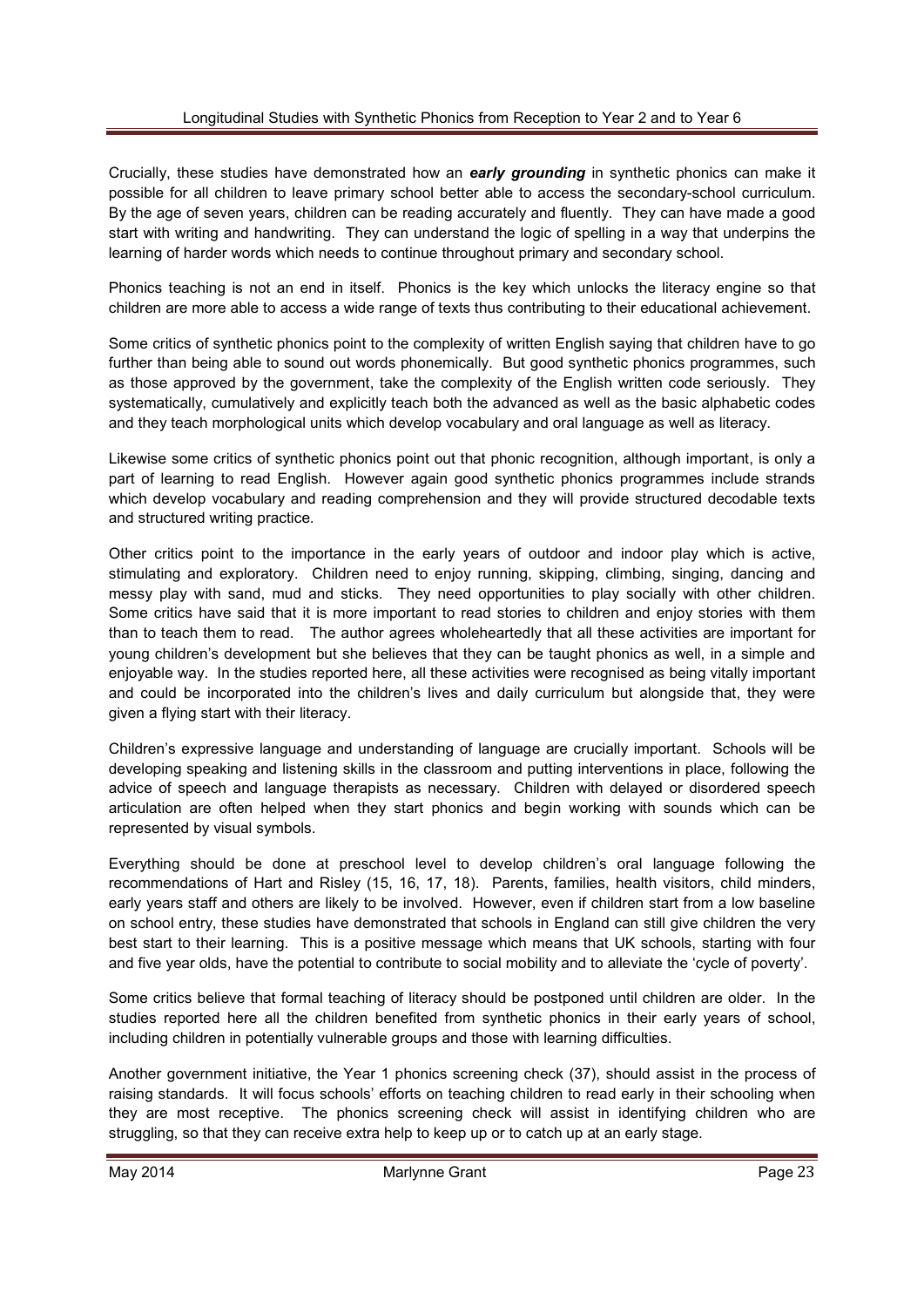Crucially, these studies have demonstrated how an ***early grounding*** in synthetic phonics can make it possible for all children to leave primary school better able to access the secondary-school curriculum. By the age of seven years, children can be reading accurately and fluently. They can have made a good start with writing and handwriting. They can understand the logic of spelling in a way that underpins the learning of harder words which needs to continue throughout primary and secondary school.

Phonics teaching is not an end in itself. Phonics is the key which unlocks the literacy engine so that children are more able to access a wide range of texts thus contributing to their educational achievement.

Some critics of synthetic phonics point to the complexity of written English saying that children have to go further than being able to sound out words phonemically. But good synthetic phonics programmes, such as those approved by the government, take the complexity of the English written code seriously. They systematically, cumulatively and explicitly teach both the advanced as well as the basic alphabetic codes and they teach morphological units which develop vocabulary and oral language as well as literacy.

Likewise some critics of synthetic phonics point out that phonic recognition, although important, is only a part of learning to read English. However again good synthetic phonics programmes include strands which develop vocabulary and reading comprehension and they will provide structured decodable texts and structured writing practice.

Other critics point to the importance in the early years of outdoor and indoor play which is active, stimulating and exploratory. Children need to enjoy running, skipping, climbing, singing, dancing and messy play with sand, mud and sticks. They need opportunities to play socially with other children. Some critics have said that it is more important to read stories to children and enjoy stories with them than to teach them to read. The author agrees wholeheartedly that all these activities are important for young children's development but she believes that they can be taught phonics as well, in a simple and enjoyable way. In the studies reported here, all these activities were recognised as being vitally important and could be incorporated into the children's lives and daily curriculum but alongside that, they were given a flying start with their literacy.

Children's expressive language and understanding of language are crucially important. Schools will be developing speaking and listening skills in the classroom and putting interventions in place, following the advice of speech and language therapists as necessary. Children with delayed or disordered speech articulation are often helped when they start phonics and begin working with sounds which can be represented by visual symbols.

Everything should be done at preschool level to develop children's oral language following the recommendations of Hart and Risley (15, 16, 17, 18). Parents, families, health visitors, child minders, early years staff and others are likely to be involved. However, even if children start from a low baseline on school entry, these studies have demonstrated that schools in England can still give children the very best start to their learning. This is a positive message which means that UK schools, starting with four and five year olds, have the potential to contribute to social mobility and to alleviate the 'cycle of poverty'.

Some critics believe that formal teaching of literacy should be postponed until children are older. In the studies reported here all the children benefited from synthetic phonics in their early years of school, including children in potentially vulnerable groups and those with learning difficulties.

Another government initiative, the Year 1 phonics screening check (37), should assist in the process of raising standards. It will focus schools' efforts on teaching children to read early in their schooling when they are most receptive. The phonics screening check will assist in identifying children who are struggling, so that they can receive extra help to keep up or to catch up at an early stage.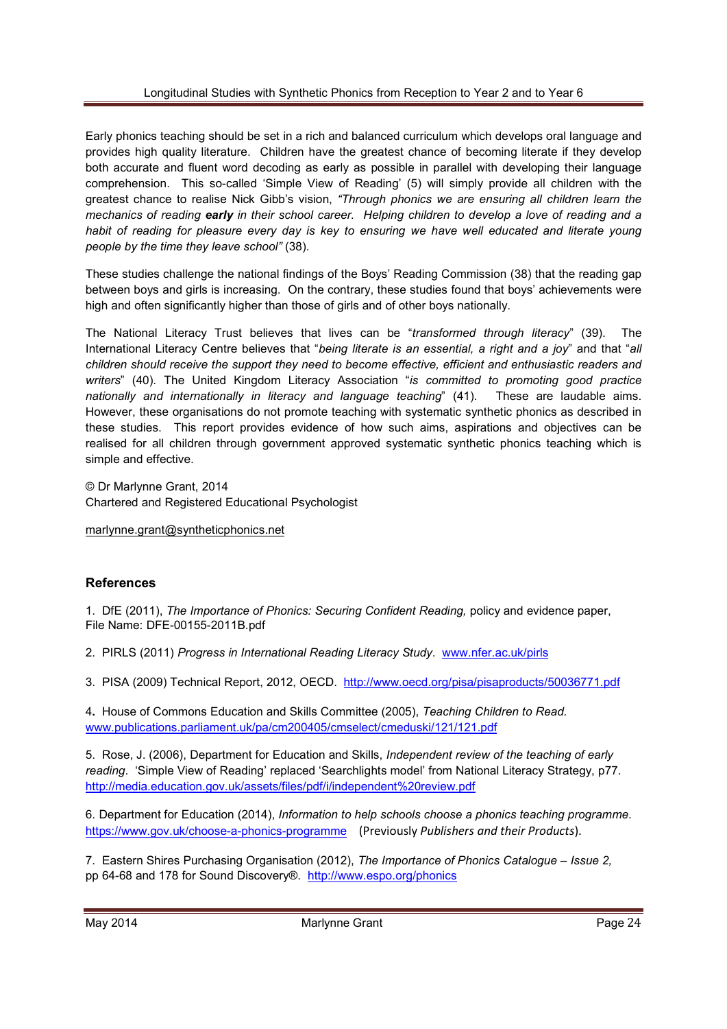Early phonics teaching should be set in a rich and balanced curriculum which develops oral language and provides high quality literature. Children have the greatest chance of becoming literate if they develop both accurate and fluent word decoding as early as possible in parallel with developing their language comprehension. This so-called 'Simple View of Reading' (5) will simply provide all children with the greatest chance to realise Nick Gibb's vision, *"Through phonics we are ensuring all children learn the mechanics of reading* ***early*** *in their school career. Helping children to develop a love of reading and a habit of reading for pleasure every day is key to ensuring we have well educated and literate young people by the time they leave school"* (38).

These studies challenge the national findings of the Boys' Reading Commission (38) that the reading gap between boys and girls is increasing. On the contrary, these studies found that boys' achievements were high and often significantly higher than those of girls and of other boys nationally.

The National Literacy Trust believes that lives can be "*transformed through literacy*" (39). The International Literacy Centre believes that "*being literate is an essential, a right and a joy*" and that "*all children should receive the support they need to become effective, efficient and enthusiastic readers and writers*" (40). The United Kingdom Literacy Association "*is committed to promoting good practice nationally and internationally in literacy and language teaching*" (41). These are laudable aims. However, these organisations do not promote teaching with systematic synthetic phonics as described in these studies. This report provides evidence of how such aims, aspirations and objectives can be realised for all children through government approved systematic synthetic phonics teaching which is simple and effective.

© Dr Marlynne Grant, 2014
Chartered and Registered Educational Psychologist

marlynne.grant@syntheticphonics.net

## References

1. DfE (2011), *The Importance of Phonics: Securing Confident Reading,* policy and evidence paper, File Name: DFE-00155-2011B.pdf

2. PIRLS (2011) *Progress in International Reading Literacy Study*. www.nfer.ac.uk/pirls

3. PISA (2009) Technical Report, 2012, OECD. http://www.oecd.org/pisa/pisaproducts/50036771.pdf

4. House of Commons Education and Skills Committee (2005), *Teaching Children to Read.* www.publications.parliament.uk/pa/cm200405/cmselect/cmeduski/121/121.pdf

5. Rose, J. (2006), Department for Education and Skills, *Independent review of the teaching of early reading*. 'Simple View of Reading' replaced 'Searchlights model' from National Literacy Strategy, p77. http://media.education.gov.uk/assets/files/pdf/i/independent%20review.pdf

6. Department for Education (2014), *Information to help schools choose a phonics teaching programme.* https://www.gov.uk/choose-a-phonics-programme (Previously *Publishers and their Products*).

7. Eastern Shires Purchasing Organisation (2012), *The Importance of Phonics Catalogue – Issue 2,* pp 64-68 and 178 for Sound Discovery®. http://www.espo.org/phonics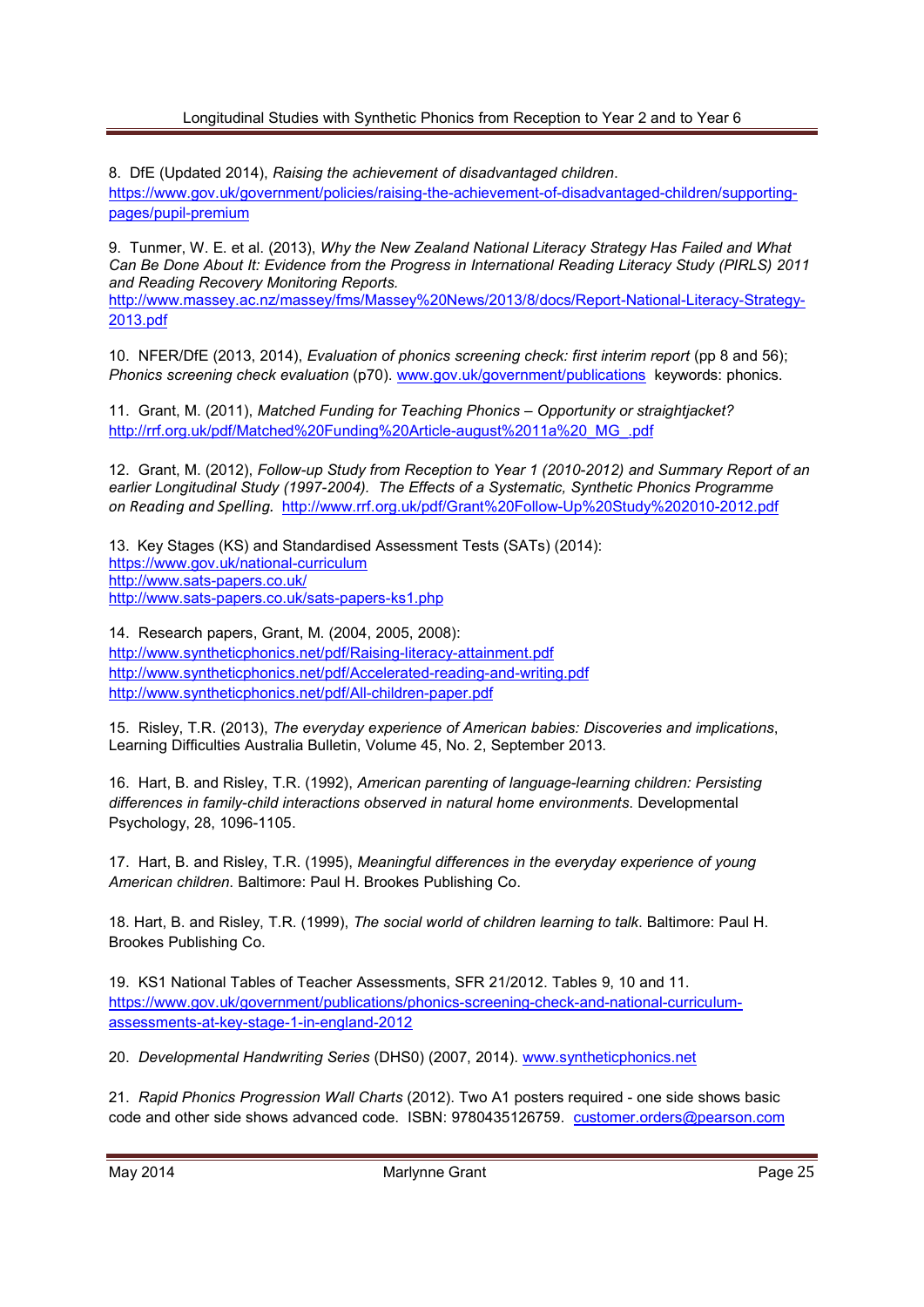8. DfE (Updated 2014), *Raising the achievement of disadvantaged children*. https://www.gov.uk/government/policies/raising-the-achievement-of-disadvantaged-children/supporting-pages/pupil-premium

9. Tunmer, W. E. et al. (2013), *Why the New Zealand National Literacy Strategy Has Failed and What Can Be Done About It: Evidence from the Progress in International Reading Literacy Study (PIRLS) 2011 and Reading Recovery Monitoring Reports.* http://www.massey.ac.nz/massey/fms/Massey%20News/2013/8/docs/Report-National-Literacy-Strategy-2013.pdf

10. NFER/DfE (2013, 2014), *Evaluation of phonics screening check: first interim report* (pp 8 and 56); *Phonics screening check evaluation* (p70). www.gov.uk/government/publications keywords: phonics.

11. Grant, M. (2011), *Matched Funding for Teaching Phonics – Opportunity or straightjacket?* http://rrf.org.uk/pdf/Matched%20Funding%20Article-august%2011a%20_MG_.pdf

12. Grant, M. (2012), *Follow-up Study from Reception to Year 1 (2010-2012) and Summary Report of an earlier Longitudinal Study (1997-2004). The Effects of a Systematic, Synthetic Phonics Programme on Reading and Spelling.* http://www.rrf.org.uk/pdf/Grant%20Follow-Up%20Study%202010-2012.pdf

13. Key Stages (KS) and Standardised Assessment Tests (SATs) (2014):
https://www.gov.uk/national-curriculum
http://www.sats-papers.co.uk/
http://www.sats-papers.co.uk/sats-papers-ks1.php

14. Research papers, Grant, M. (2004, 2005, 2008):
http://www.syntheticphonics.net/pdf/Raising-literacy-attainment.pdf
http://www.syntheticphonics.net/pdf/Accelerated-reading-and-writing.pdf
http://www.syntheticphonics.net/pdf/All-children-paper.pdf

15. Risley, T.R. (2013), *The everyday experience of American babies: Discoveries and implications*, Learning Difficulties Australia Bulletin, Volume 45, No. 2, September 2013.

16. Hart, B. and Risley, T.R. (1992), *American parenting of language-learning children: Persisting differences in family-child interactions observed in natural home environments*. Developmental Psychology, 28, 1096-1105.

17. Hart, B. and Risley, T.R. (1995), *Meaningful differences in the everyday experience of young American children*. Baltimore: Paul H. Brookes Publishing Co.

18. Hart, B. and Risley, T.R. (1999), *The social world of children learning to talk*. Baltimore: Paul H. Brookes Publishing Co.

19. KS1 National Tables of Teacher Assessments, SFR 21/2012. Tables 9, 10 and 11. https://www.gov.uk/government/publications/phonics-screening-check-and-national-curriculum-assessments-at-key-stage-1-in-england-2012

20. *Developmental Handwriting Series* (DHS0) (2007, 2014). www.syntheticphonics.net

21. *Rapid Phonics Progression Wall Charts* (2012). Two A1 posters required - one side shows basic code and other side shows advanced code. ISBN: 9780435126759. customer.orders@pearson.com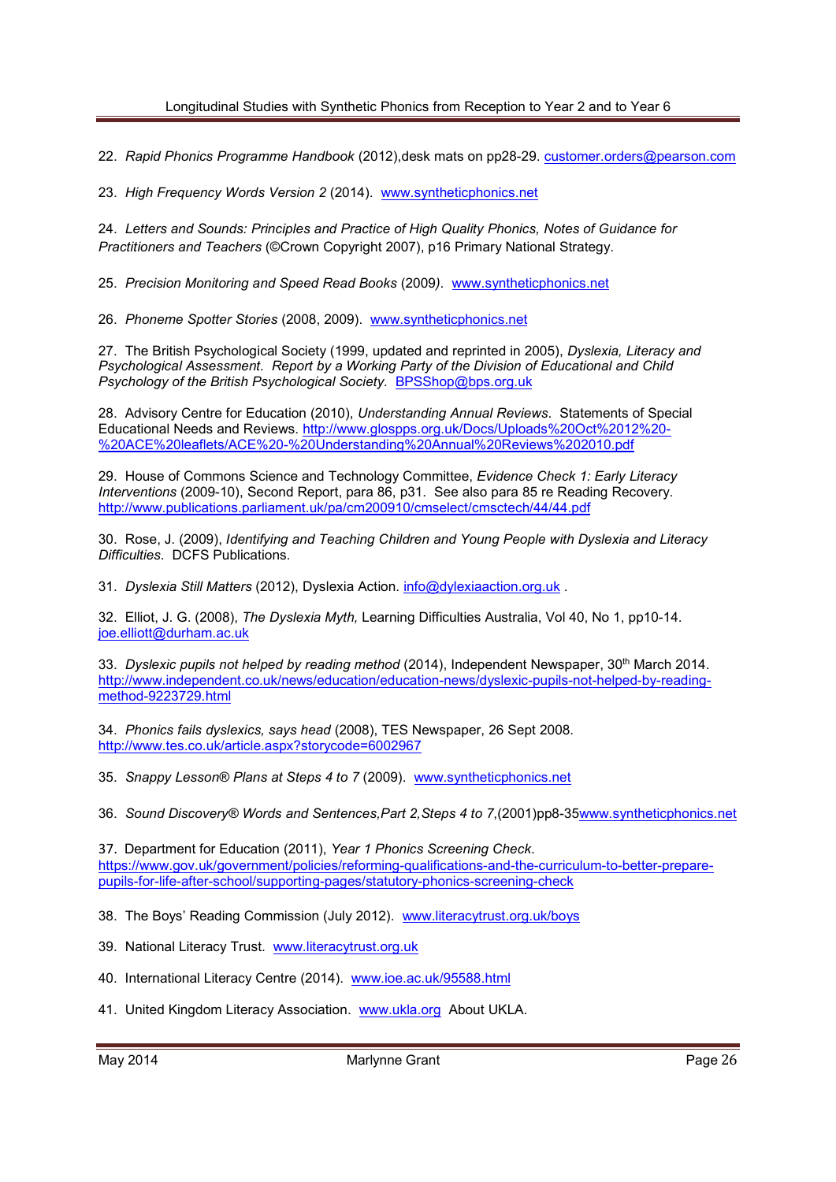22. *Rapid Phonics Programme Handbook* (2012),desk mats on pp28-29. customer.orders@pearson.com

23. *High Frequency Words Version 2* (2014). www.syntheticphonics.net

24. *Letters and Sounds: Principles and Practice of High Quality Phonics, Notes of Guidance for Practitioners and Teachers* (©Crown Copyright 2007), p16 Primary National Strategy.

25. *Precision Monitoring and Speed Read Books* (2009). www.syntheticphonics.net

26. *Phoneme Spotter Stories* (2008, 2009). www.syntheticphonics.net

27. The British Psychological Society (1999, updated and reprinted in 2005), *Dyslexia, Literacy and Psychological Assessment. Report by a Working Party of the Division of Educational and Child Psychology of the British Psychological Society.* BPSShop@bps.org.uk

28. Advisory Centre for Education (2010), *Understanding Annual Reviews*. Statements of Special Educational Needs and Reviews. http://www.glospps.org.uk/Docs/Uploads%20Oct%2012%20-%20ACE%20leaflets/ACE%20-%20Understanding%20Annual%20Reviews%202010.pdf

29. House of Commons Science and Technology Committee, *Evidence Check 1: Early Literacy Interventions* (2009-10), Second Report, para 86, p31. See also para 85 re Reading Recovery. http://www.publications.parliament.uk/pa/cm200910/cmselect/cmsctech/44/44.pdf

30. Rose, J. (2009), *Identifying and Teaching Children and Young People with Dyslexia and Literacy Difficulties*. DCFS Publications.

31. *Dyslexia Still Matters* (2012), Dyslexia Action. info@dylexiaaction.org.uk .

32. Elliot, J. G. (2008), *The Dyslexia Myth,* Learning Difficulties Australia, Vol 40, No 1, pp10-14. joe.elliott@durham.ac.uk

33. *Dyslexic pupils not helped by reading method* (2014), Independent Newspaper, 30th March 2014. http://www.independent.co.uk/news/education/education-news/dyslexic-pupils-not-helped-by-reading-method-9223729.html

34. *Phonics fails dyslexics, says head* (2008), TES Newspaper, 26 Sept 2008. http://www.tes.co.uk/article.aspx?storycode=6002967

35. *Snappy Lesson® Plans at Steps 4 to 7* (2009). www.syntheticphonics.net

36. *Sound Discovery® Words and Sentences,Part 2,Steps 4 to 7*,(2001)pp8-35www.syntheticphonics.net

37. Department for Education (2011), *Year 1 Phonics Screening Check*. https://www.gov.uk/government/policies/reforming-qualifications-and-the-curriculum-to-better-prepare-pupils-for-life-after-school/supporting-pages/statutory-phonics-screening-check

38. The Boys' Reading Commission (July 2012). www.literacytrust.org.uk/boys

39. National Literacy Trust. www.literacytrust.org.uk

40. International Literacy Centre (2014). www.ioe.ac.uk/95588.html

41. United Kingdom Literacy Association. www.ukla.org About UKLA.